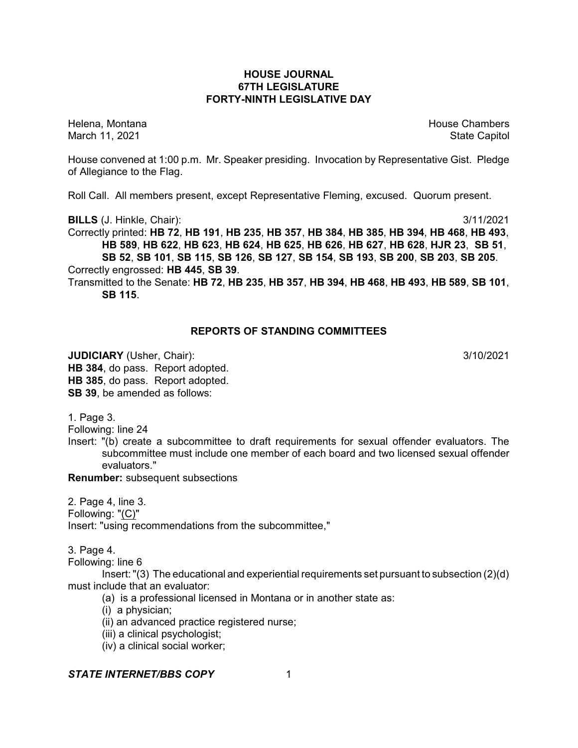# HOUSE JOURNAL
## 67TH LEGISLATURE
## FORTY-NINTH LEGISLATIVE DAY

Helena, Montana House Chambers
March 11, 2021 State Capitol

House convened at 1:00 p.m. Mr. Speaker presiding. Invocation by Representative Gist. Pledge of Allegiance to the Flag.

Roll Call. All members present, except Representative Fleming, excused. Quorum present.

**BILLS** (J. Hinkle, Chair): 3/11/2021

Correctly printed: **HB 72**, **HB 191**, **HB 235**, **HB 357**, **HB 384**, **HB 385**, **HB 394**, **HB 468**, **HB 493**, **HB 589**, **HB 622**, **HB 623**, **HB 624**, **HB 625**, **HB 626**, **HB 627**, **HB 628**, **HJR 23**, **SB 51**, **SB 52**, **SB 101**, **SB 115**, **SB 126**, **SB 127**, **SB 154**, **SB 193**, **SB 200**, **SB 203**, **SB 205**.

Correctly engrossed: **HB 445**, **SB 39**.

Transmitted to the Senate: **HB 72**, **HB 235**, **HB 357**, **HB 394**, **HB 468**, **HB 493**, **HB 589**, **SB 101**, **SB 115**.

## REPORTS OF STANDING COMMITTEES

**JUDICIARY** (Usher, Chair): 3/10/2021

**HB 384**, do pass. Report adopted.

**HB 385**, do pass. Report adopted.

**SB 39**, be amended as follows:

1. Page 3.

Following: line 24

Insert: "(b) create a subcommittee to draft requirements for sexual offender evaluators. The subcommittee must include one member of each board and two licensed sexual offender evaluators."

**Renumber:** subsequent subsections

2. Page 4, line 3.

Following: "(C)"

Insert: "using recommendations from the subcommittee,"

3. Page 4.

Following: line 6

Insert: "(3) The educational and experiential requirements set pursuant to subsection (2)(d) must include that an evaluator:

(a) is a professional licensed in Montana or in another state as:

(i) a physician;

(ii) an advanced practice registered nurse;

(iii) a clinical psychologist;

(iv) a clinical social worker;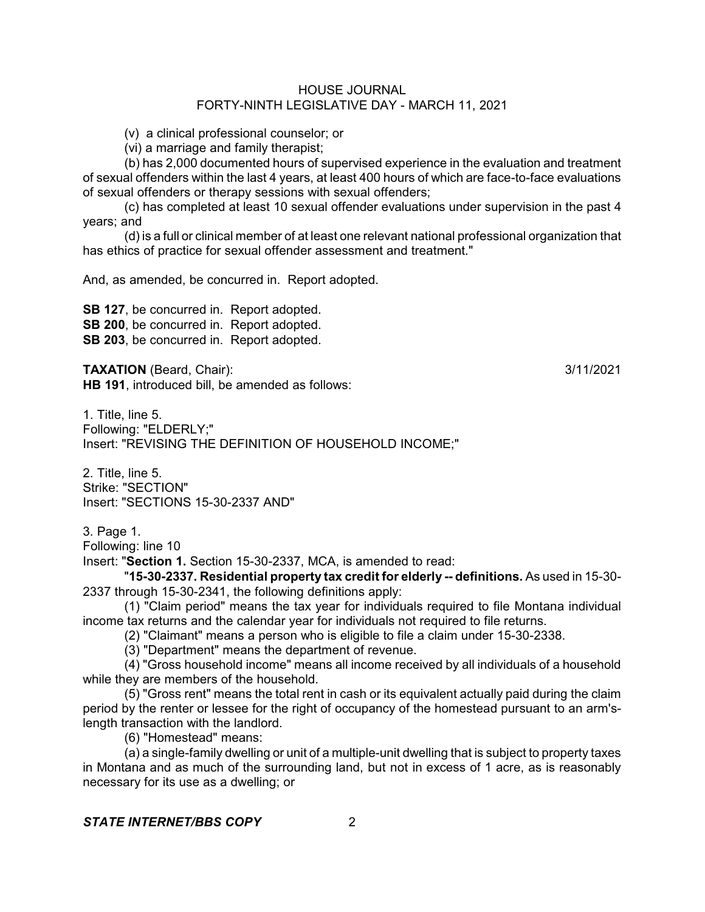(v) a clinical professional counselor; or

(vi) a marriage and family therapist;

(b) has 2,000 documented hours of supervised experience in the evaluation and treatment of sexual offenders within the last 4 years, at least 400 hours of which are face-to-face evaluations of sexual offenders or therapy sessions with sexual offenders;

(c) has completed at least 10 sexual offender evaluations under supervision in the past 4 years; and

(d) is a full or clinical member of at least one relevant national professional organization that has ethics of practice for sexual offender assessment and treatment."

And, as amended, be concurred in. Report adopted.

**SB 127**, be concurred in. Report adopted.
**SB 200**, be concurred in. Report adopted.
**SB 203**, be concurred in. Report adopted.

**TAXATION** (Beard, Chair): 3/11/2021
**HB 191**, introduced bill, be amended as follows:

1. Title, line 5.
Following: "ELDERLY;"
Insert: "REVISING THE DEFINITION OF HOUSEHOLD INCOME;"

2. Title, line 5.
Strike: "SECTION"
Insert: "SECTIONS 15-30-2337 AND"

3. Page 1.
Following: line 10
Insert: "**Section 1.** Section 15-30-2337, MCA, is amended to read:

"**15-30-2337. Residential property tax credit for elderly -- definitions.** As used in 15-30-2337 through 15-30-2341, the following definitions apply:

(1) "Claim period" means the tax year for individuals required to file Montana individual income tax returns and the calendar year for individuals not required to file returns.

(2) "Claimant" means a person who is eligible to file a claim under 15-30-2338.

(3) "Department" means the department of revenue.

(4) "Gross household income" means all income received by all individuals of a household while they are members of the household.

(5) "Gross rent" means the total rent in cash or its equivalent actually paid during the claim period by the renter or lessee for the right of occupancy of the homestead pursuant to an arm's-length transaction with the landlord.

(6) "Homestead" means:

(a) a single-family dwelling or unit of a multiple-unit dwelling that is subject to property taxes in Montana and as much of the surrounding land, but not in excess of 1 acre, as is reasonably necessary for its use as a dwelling; or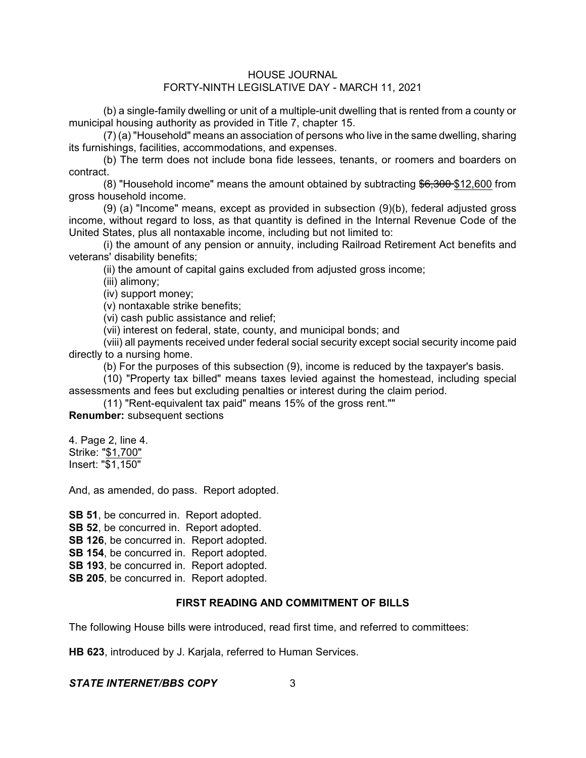(b) a single-family dwelling or unit of a multiple-unit dwelling that is rented from a county or municipal housing authority as provided in Title 7, chapter 15.

(7) (a) "Household" means an association of persons who live in the same dwelling, sharing its furnishings, facilities, accommodations, and expenses.

(b) The term does not include bona fide lessees, tenants, or roomers and boarders on contract.

(8) "Household income" means the amount obtained by subtracting ~~$6,300~~ $12,600 from gross household income.

(9) (a) "Income" means, except as provided in subsection (9)(b), federal adjusted gross income, without regard to loss, as that quantity is defined in the Internal Revenue Code of the United States, plus all nontaxable income, including but not limited to:

(i) the amount of any pension or annuity, including Railroad Retirement Act benefits and veterans' disability benefits;

(ii) the amount of capital gains excluded from adjusted gross income;

(iii) alimony;

(iv) support money;

(v) nontaxable strike benefits;

(vi) cash public assistance and relief;

(vii) interest on federal, state, county, and municipal bonds; and

(viii) all payments received under federal social security except social security income paid directly to a nursing home.

(b) For the purposes of this subsection (9), income is reduced by the taxpayer's basis.

(10) "Property tax billed" means taxes levied against the homestead, including special assessments and fees but excluding penalties or interest during the claim period.

(11) "Rent-equivalent tax paid" means 15% of the gross rent.""

**Renumber:** subsequent sections

4. Page 2, line 4.
Strike: "$1,700"
Insert: "$1,150"

And, as amended, do pass. Report adopted.

**SB 51**, be concurred in. Report adopted.
**SB 52**, be concurred in. Report adopted.
**SB 126**, be concurred in. Report adopted.
**SB 154**, be concurred in. Report adopted.
**SB 193**, be concurred in. Report adopted.
**SB 205**, be concurred in. Report adopted.

## FIRST READING AND COMMITMENT OF BILLS

The following House bills were introduced, read first time, and referred to committees:

**HB 623**, introduced by J. Karjala, referred to Human Services.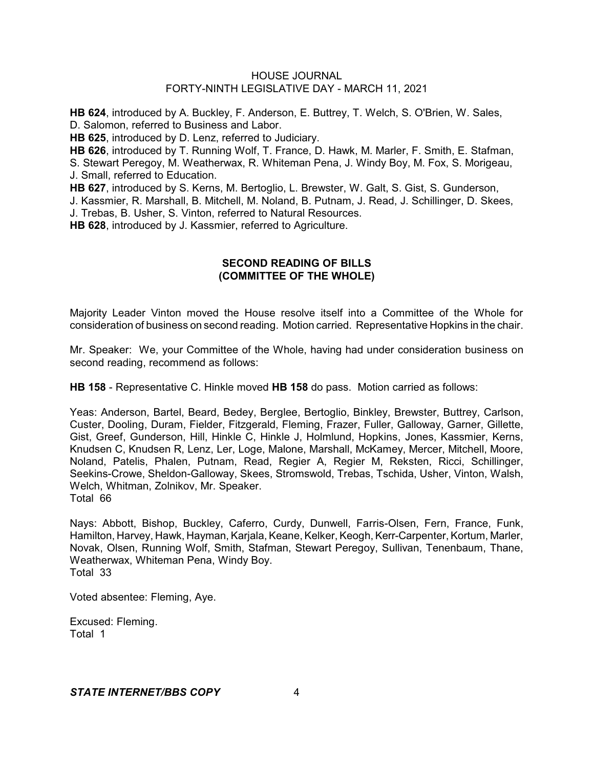**HB 624**, introduced by A. Buckley, F. Anderson, E. Buttrey, T. Welch, S. O'Brien, W. Sales, D. Salomon, referred to Business and Labor.

**HB 625**, introduced by D. Lenz, referred to Judiciary.

**HB 626**, introduced by T. Running Wolf, T. France, D. Hawk, M. Marler, F. Smith, E. Stafman, S. Stewart Peregoy, M. Weatherwax, R. Whiteman Pena, J. Windy Boy, M. Fox, S. Morigeau, J. Small, referred to Education.

**HB 627**, introduced by S. Kerns, M. Bertoglio, L. Brewster, W. Galt, S. Gist, S. Gunderson, J. Kassmier, R. Marshall, B. Mitchell, M. Noland, B. Putnam, J. Read, J. Schillinger, D. Skees, J. Trebas, B. Usher, S. Vinton, referred to Natural Resources.

**HB 628**, introduced by J. Kassmier, referred to Agriculture.

## SECOND READING OF BILLS
## (COMMITTEE OF THE WHOLE)

Majority Leader Vinton moved the House resolve itself into a Committee of the Whole for consideration of business on second reading. Motion carried. Representative Hopkins in the chair.

Mr. Speaker: We, your Committee of the Whole, having had under consideration business on second reading, recommend as follows:

**HB 158** - Representative C. Hinkle moved **HB 158** do pass. Motion carried as follows:

Yeas: Anderson, Bartel, Beard, Bedey, Berglee, Bertoglio, Binkley, Brewster, Buttrey, Carlson, Custer, Dooling, Duram, Fielder, Fitzgerald, Fleming, Frazer, Fuller, Galloway, Garner, Gillette, Gist, Greef, Gunderson, Hill, Hinkle C, Hinkle J, Holmlund, Hopkins, Jones, Kassmier, Kerns, Knudsen C, Knudsen R, Lenz, Ler, Loge, Malone, Marshall, McKamey, Mercer, Mitchell, Moore, Noland, Patelis, Phalen, Putnam, Read, Regier A, Regier M, Reksten, Ricci, Schillinger, Seekins-Crowe, Sheldon-Galloway, Skees, Stromswold, Trebas, Tschida, Usher, Vinton, Walsh, Welch, Whitman, Zolnikov, Mr. Speaker.
Total 66

Nays: Abbott, Bishop, Buckley, Caferro, Curdy, Dunwell, Farris-Olsen, Fern, France, Funk, Hamilton, Harvey, Hawk, Hayman, Karjala, Keane, Kelker, Keogh, Kerr-Carpenter, Kortum, Marler, Novak, Olsen, Running Wolf, Smith, Stafman, Stewart Peregoy, Sullivan, Tenenbaum, Thane, Weatherwax, Whiteman Pena, Windy Boy.
Total 33

Voted absentee: Fleming, Aye.

Excused: Fleming.
Total 1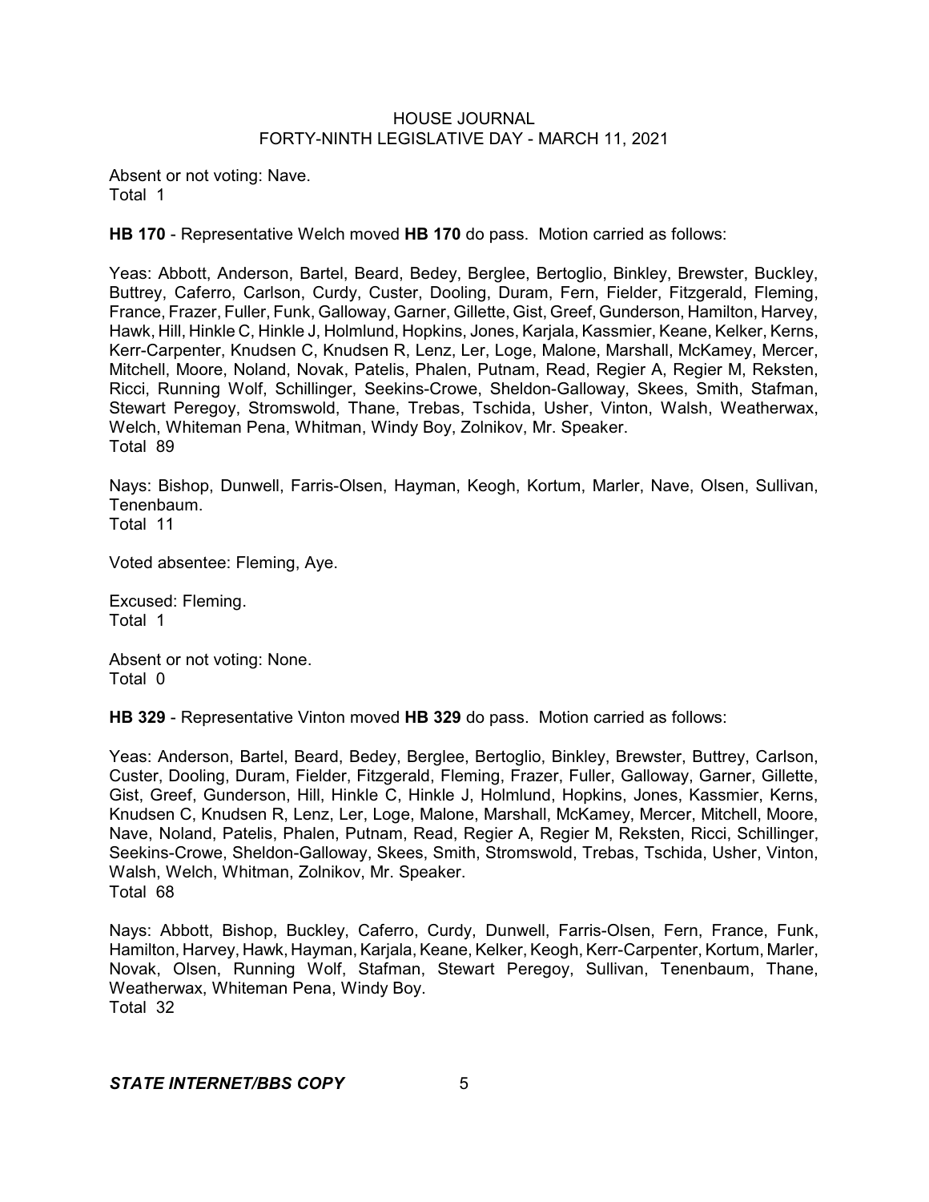Absent or not voting: Nave.
Total 1

**HB 170** - Representative Welch moved **HB 170** do pass. Motion carried as follows:

Yeas: Abbott, Anderson, Bartel, Beard, Bedey, Berglee, Bertoglio, Binkley, Brewster, Buckley, Buttrey, Caferro, Carlson, Curdy, Custer, Dooling, Duram, Fern, Fielder, Fitzgerald, Fleming, France, Frazer, Fuller, Funk, Galloway, Garner, Gillette, Gist, Greef, Gunderson, Hamilton, Harvey, Hawk, Hill, Hinkle C, Hinkle J, Holmlund, Hopkins, Jones, Karjala, Kassmier, Keane, Kelker, Kerns, Kerr-Carpenter, Knudsen C, Knudsen R, Lenz, Ler, Loge, Malone, Marshall, McKamey, Mercer, Mitchell, Moore, Noland, Novak, Patelis, Phalen, Putnam, Read, Regier A, Regier M, Reksten, Ricci, Running Wolf, Schillinger, Seekins-Crowe, Sheldon-Galloway, Skees, Smith, Stafman, Stewart Peregoy, Stromswold, Thane, Trebas, Tschida, Usher, Vinton, Walsh, Weatherwax, Welch, Whiteman Pena, Whitman, Windy Boy, Zolnikov, Mr. Speaker.
Total 89

Nays: Bishop, Dunwell, Farris-Olsen, Hayman, Keogh, Kortum, Marler, Nave, Olsen, Sullivan, Tenenbaum.
Total 11

Voted absentee: Fleming, Aye.

Excused: Fleming.
Total 1

Absent or not voting: None.
Total 0

**HB 329** - Representative Vinton moved **HB 329** do pass. Motion carried as follows:

Yeas: Anderson, Bartel, Beard, Bedey, Berglee, Bertoglio, Binkley, Brewster, Buttrey, Carlson, Custer, Dooling, Duram, Fielder, Fitzgerald, Fleming, Frazer, Fuller, Galloway, Garner, Gillette, Gist, Greef, Gunderson, Hill, Hinkle C, Hinkle J, Holmlund, Hopkins, Jones, Kassmier, Kerns, Knudsen C, Knudsen R, Lenz, Ler, Loge, Malone, Marshall, McKamey, Mercer, Mitchell, Moore, Nave, Noland, Patelis, Phalen, Putnam, Read, Regier A, Regier M, Reksten, Ricci, Schillinger, Seekins-Crowe, Sheldon-Galloway, Skees, Smith, Stromswold, Trebas, Tschida, Usher, Vinton, Walsh, Welch, Whitman, Zolnikov, Mr. Speaker.
Total 68

Nays: Abbott, Bishop, Buckley, Caferro, Curdy, Dunwell, Farris-Olsen, Fern, France, Funk, Hamilton, Harvey, Hawk, Hayman, Karjala, Keane, Kelker, Keogh, Kerr-Carpenter, Kortum, Marler, Novak, Olsen, Running Wolf, Stafman, Stewart Peregoy, Sullivan, Tenenbaum, Thane, Weatherwax, Whiteman Pena, Windy Boy.
Total 32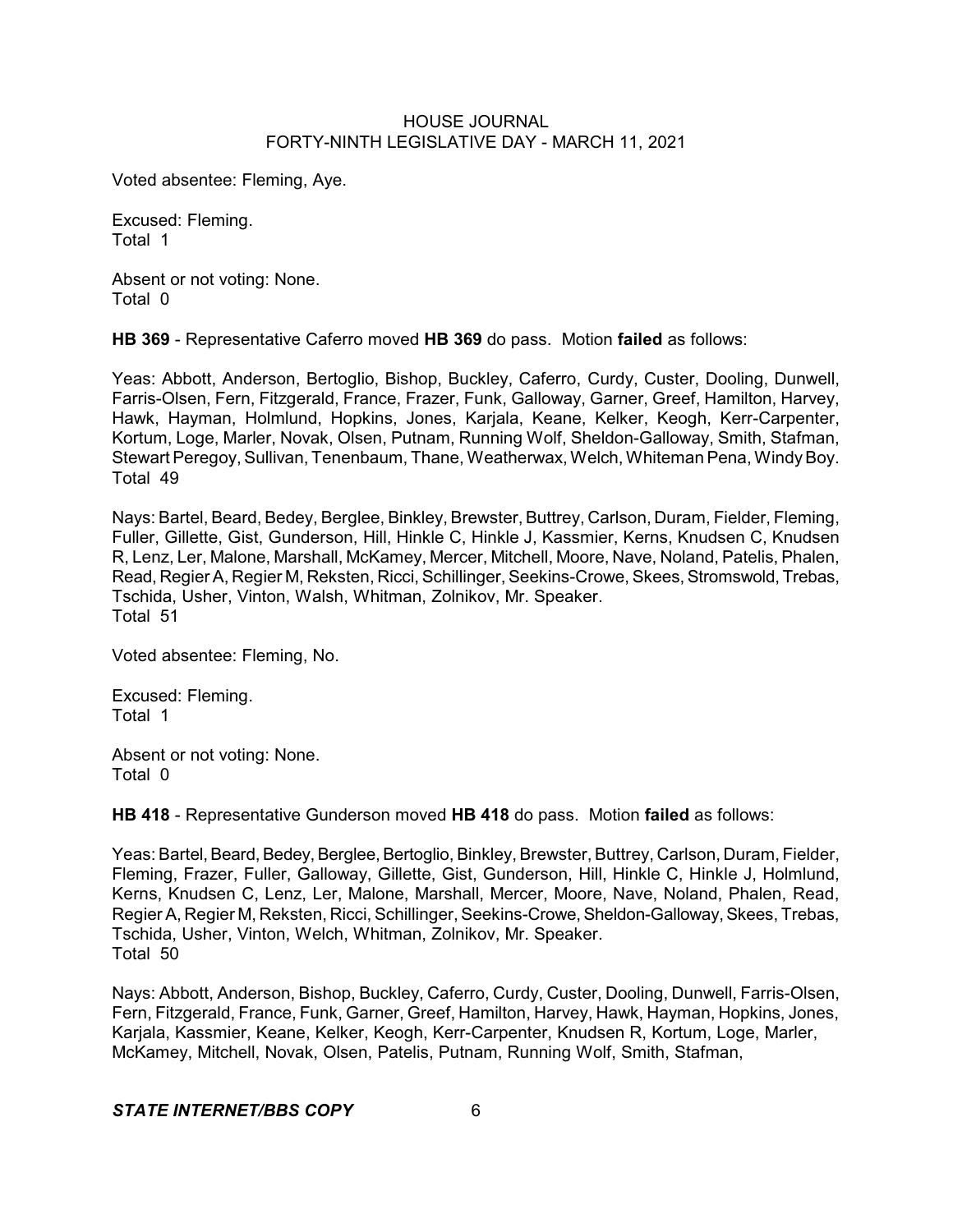Voted absentee: Fleming, Aye.

Excused: Fleming.
Total 1

Absent or not voting: None.
Total 0

**HB 369** - Representative Caferro moved **HB 369** do pass. Motion **failed** as follows:

Yeas: Abbott, Anderson, Bertoglio, Bishop, Buckley, Caferro, Curdy, Custer, Dooling, Dunwell, Farris-Olsen, Fern, Fitzgerald, France, Frazer, Funk, Galloway, Garner, Greef, Hamilton, Harvey, Hawk, Hayman, Holmlund, Hopkins, Jones, Karjala, Keane, Kelker, Keogh, Kerr-Carpenter, Kortum, Loge, Marler, Novak, Olsen, Putnam, Running Wolf, Sheldon-Galloway, Smith, Stafman, Stewart Peregoy, Sullivan, Tenenbaum, Thane, Weatherwax, Welch, Whiteman Pena, Windy Boy.
Total 49

Nays: Bartel, Beard, Bedey, Berglee, Binkley, Brewster, Buttrey, Carlson, Duram, Fielder, Fleming, Fuller, Gillette, Gist, Gunderson, Hill, Hinkle C, Hinkle J, Kassmier, Kerns, Knudsen C, Knudsen R, Lenz, Ler, Malone, Marshall, McKamey, Mercer, Mitchell, Moore, Nave, Noland, Patelis, Phalen, Read, Regier A, Regier M, Reksten, Ricci, Schillinger, Seekins-Crowe, Skees, Stromswold, Trebas, Tschida, Usher, Vinton, Walsh, Whitman, Zolnikov, Mr. Speaker.
Total 51

Voted absentee: Fleming, No.

Excused: Fleming.
Total 1

Absent or not voting: None.
Total 0

**HB 418** - Representative Gunderson moved **HB 418** do pass. Motion **failed** as follows:

Yeas: Bartel, Beard, Bedey, Berglee, Bertoglio, Binkley, Brewster, Buttrey, Carlson, Duram, Fielder, Fleming, Frazer, Fuller, Galloway, Gillette, Gist, Gunderson, Hill, Hinkle C, Hinkle J, Holmlund, Kerns, Knudsen C, Lenz, Ler, Malone, Marshall, Mercer, Moore, Nave, Noland, Phalen, Read, Regier A, Regier M, Reksten, Ricci, Schillinger, Seekins-Crowe, Sheldon-Galloway, Skees, Trebas, Tschida, Usher, Vinton, Welch, Whitman, Zolnikov, Mr. Speaker.
Total 50

Nays: Abbott, Anderson, Bishop, Buckley, Caferro, Curdy, Custer, Dooling, Dunwell, Farris-Olsen, Fern, Fitzgerald, France, Funk, Garner, Greef, Hamilton, Harvey, Hawk, Hayman, Hopkins, Jones, Karjala, Kassmier, Keane, Kelker, Keogh, Kerr-Carpenter, Knudsen R, Kortum, Loge, Marler, McKamey, Mitchell, Novak, Olsen, Patelis, Putnam, Running Wolf, Smith, Stafman,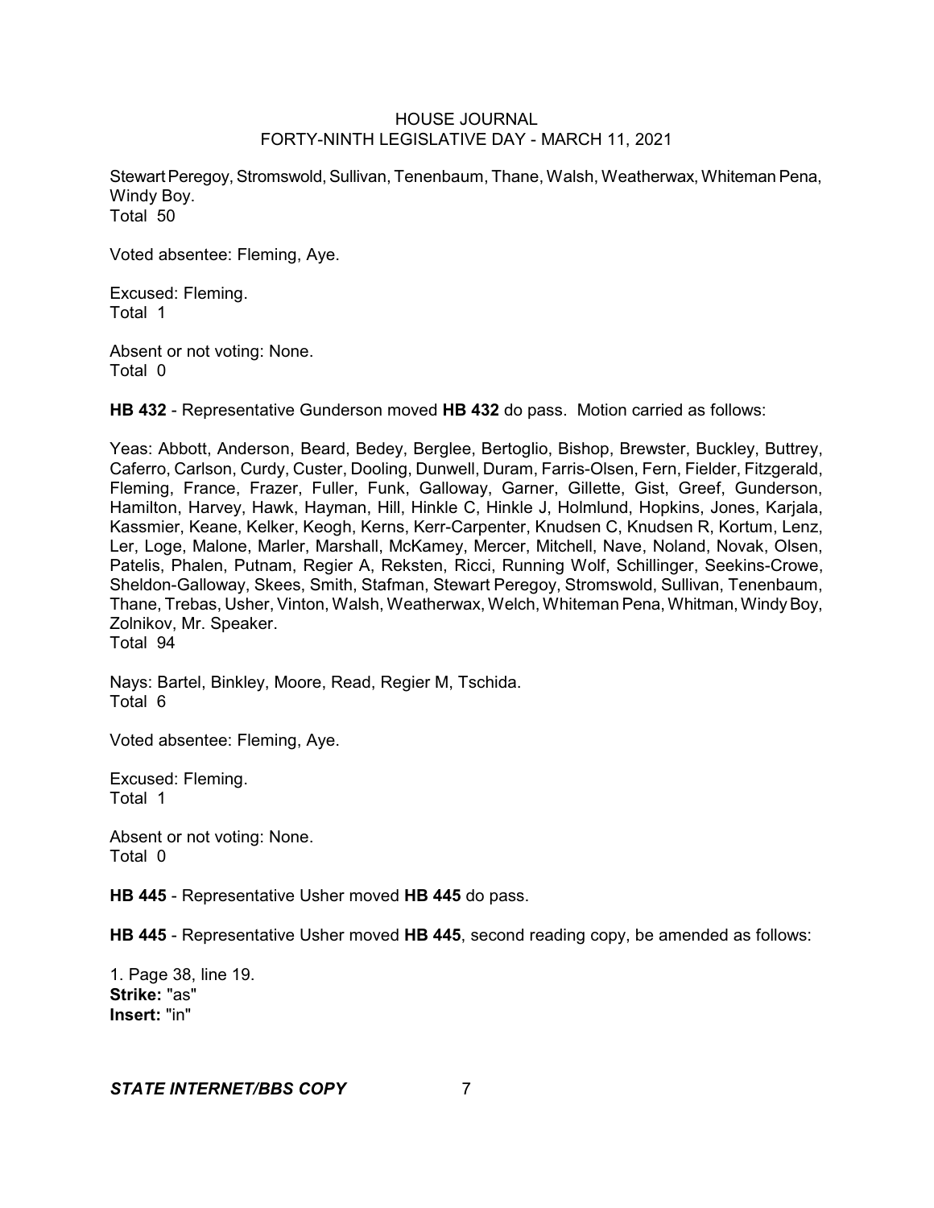Stewart Peregoy, Stromswold, Sullivan, Tenenbaum, Thane, Walsh, Weatherwax, Whiteman Pena, Windy Boy.
Total 50

Voted absentee: Fleming, Aye.

Excused: Fleming.
Total 1

Absent or not voting: None.
Total 0

**HB 432** - Representative Gunderson moved **HB 432** do pass. Motion carried as follows:

Yeas: Abbott, Anderson, Beard, Bedey, Berglee, Bertoglio, Bishop, Brewster, Buckley, Buttrey, Caferro, Carlson, Curdy, Custer, Dooling, Dunwell, Duram, Farris-Olsen, Fern, Fielder, Fitzgerald, Fleming, France, Frazer, Fuller, Funk, Galloway, Garner, Gillette, Gist, Greef, Gunderson, Hamilton, Harvey, Hawk, Hayman, Hill, Hinkle C, Hinkle J, Holmlund, Hopkins, Jones, Karjala, Kassmier, Keane, Kelker, Keogh, Kerns, Kerr-Carpenter, Knudsen C, Knudsen R, Kortum, Lenz, Ler, Loge, Malone, Marler, Marshall, McKamey, Mercer, Mitchell, Nave, Noland, Novak, Olsen, Patelis, Phalen, Putnam, Regier A, Reksten, Ricci, Running Wolf, Schillinger, Seekins-Crowe, Sheldon-Galloway, Skees, Smith, Stafman, Stewart Peregoy, Stromswold, Sullivan, Tenenbaum, Thane, Trebas, Usher, Vinton, Walsh, Weatherwax, Welch, Whiteman Pena, Whitman, Windy Boy, Zolnikov, Mr. Speaker.
Total 94

Nays: Bartel, Binkley, Moore, Read, Regier M, Tschida.
Total 6

Voted absentee: Fleming, Aye.

Excused: Fleming.
Total 1

Absent or not voting: None.
Total 0

**HB 445** - Representative Usher moved **HB 445** do pass.

**HB 445** - Representative Usher moved **HB 445**, second reading copy, be amended as follows:

1. Page 38, line 19.
**Strike:** "as"
**Insert:** "in"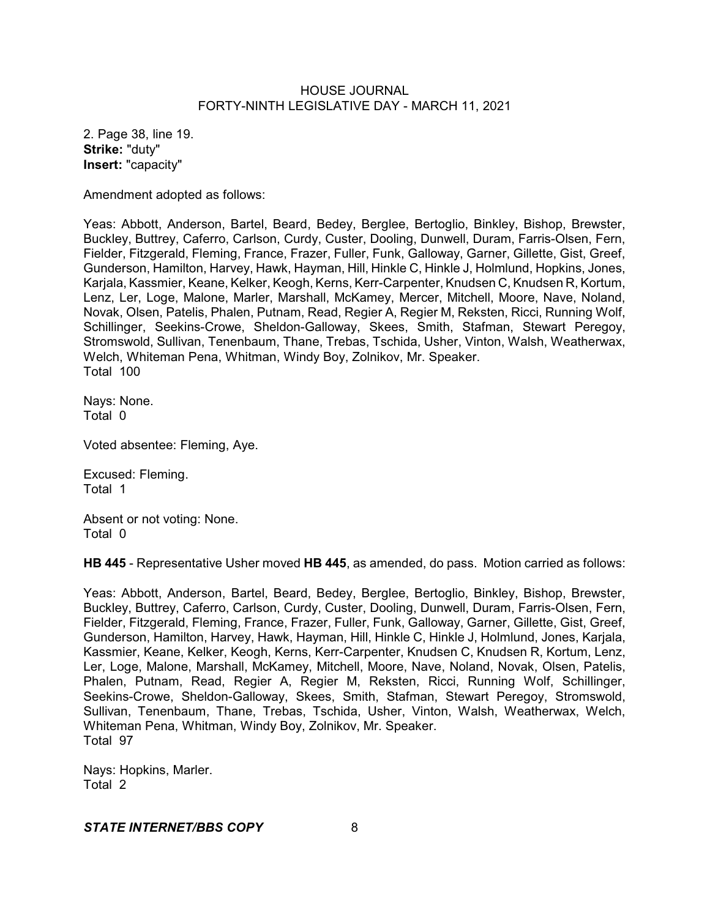2. Page 38, line 19.
**Strike:** "duty"
**Insert:** "capacity"

Amendment adopted as follows:

Yeas: Abbott, Anderson, Bartel, Beard, Bedey, Berglee, Bertoglio, Binkley, Bishop, Brewster, Buckley, Buttrey, Caferro, Carlson, Curdy, Custer, Dooling, Dunwell, Duram, Farris-Olsen, Fern, Fielder, Fitzgerald, Fleming, France, Frazer, Fuller, Funk, Galloway, Garner, Gillette, Gist, Greef, Gunderson, Hamilton, Harvey, Hawk, Hayman, Hill, Hinkle C, Hinkle J, Holmlund, Hopkins, Jones, Karjala, Kassmier, Keane, Kelker, Keogh, Kerns, Kerr-Carpenter, Knudsen C, Knudsen R, Kortum, Lenz, Ler, Loge, Malone, Marler, Marshall, McKamey, Mercer, Mitchell, Moore, Nave, Noland, Novak, Olsen, Patelis, Phalen, Putnam, Read, Regier A, Regier M, Reksten, Ricci, Running Wolf, Schillinger, Seekins-Crowe, Sheldon-Galloway, Skees, Smith, Stafman, Stewart Peregoy, Stromswold, Sullivan, Tenenbaum, Thane, Trebas, Tschida, Usher, Vinton, Walsh, Weatherwax, Welch, Whiteman Pena, Whitman, Windy Boy, Zolnikov, Mr. Speaker.
Total 100

Nays: None.
Total 0

Voted absentee: Fleming, Aye.

Excused: Fleming.
Total 1

Absent or not voting: None.
Total 0

**HB 445** - Representative Usher moved **HB 445**, as amended, do pass. Motion carried as follows:

Yeas: Abbott, Anderson, Bartel, Beard, Bedey, Berglee, Bertoglio, Binkley, Bishop, Brewster, Buckley, Buttrey, Caferro, Carlson, Curdy, Custer, Dooling, Dunwell, Duram, Farris-Olsen, Fern, Fielder, Fitzgerald, Fleming, France, Frazer, Fuller, Funk, Galloway, Garner, Gillette, Gist, Greef, Gunderson, Hamilton, Harvey, Hawk, Hayman, Hill, Hinkle C, Hinkle J, Holmlund, Jones, Karjala, Kassmier, Keane, Kelker, Keogh, Kerns, Kerr-Carpenter, Knudsen C, Knudsen R, Kortum, Lenz, Ler, Loge, Malone, Marshall, McKamey, Mitchell, Moore, Nave, Noland, Novak, Olsen, Patelis, Phalen, Putnam, Read, Regier A, Regier M, Reksten, Ricci, Running Wolf, Schillinger, Seekins-Crowe, Sheldon-Galloway, Skees, Smith, Stafman, Stewart Peregoy, Stromswold, Sullivan, Tenenbaum, Thane, Trebas, Tschida, Usher, Vinton, Walsh, Weatherwax, Welch, Whiteman Pena, Whitman, Windy Boy, Zolnikov, Mr. Speaker.
Total 97

Nays: Hopkins, Marler.
Total 2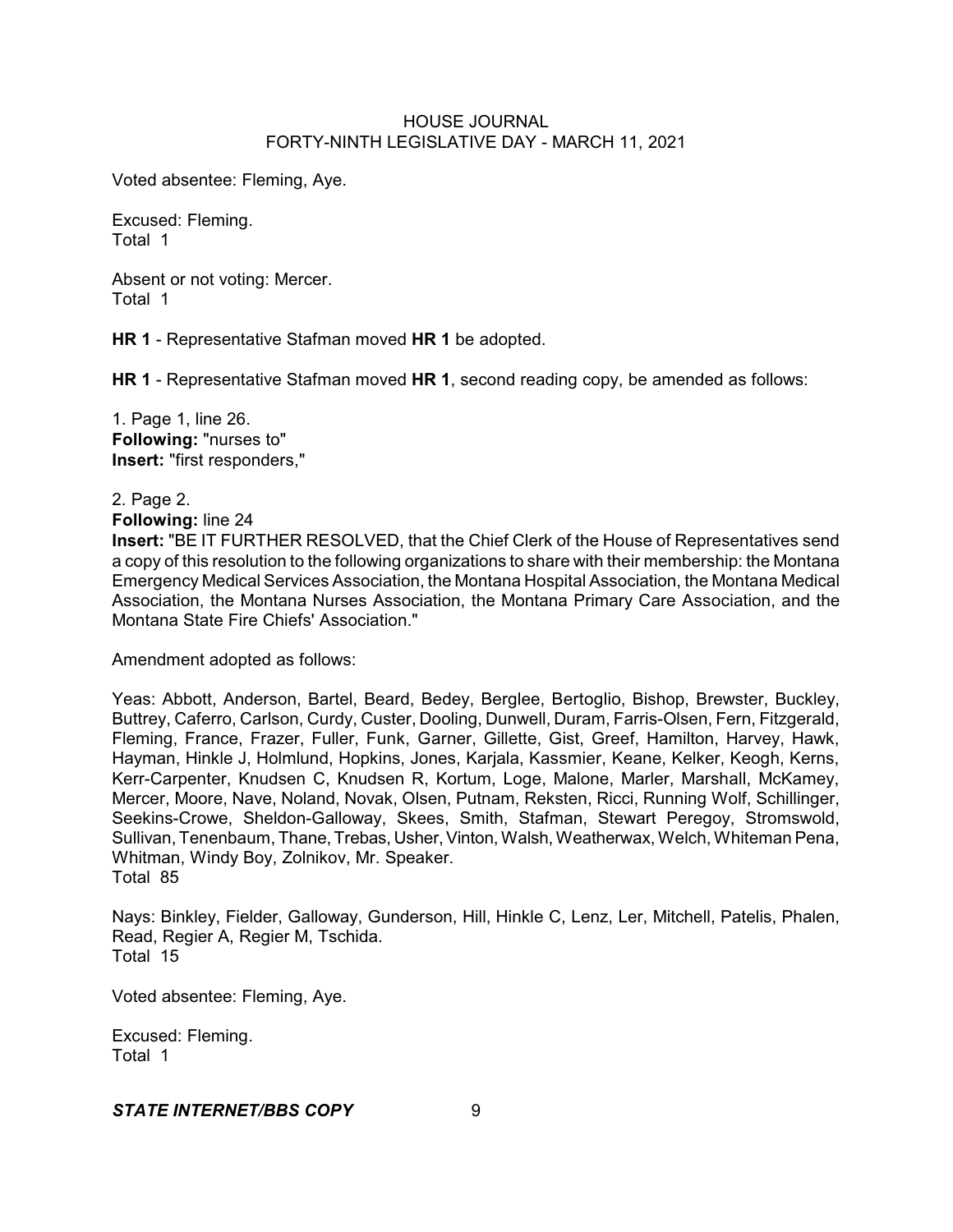Voted absentee: Fleming, Aye.

Excused: Fleming.
Total 1

Absent or not voting: Mercer.
Total 1

**HR 1** - Representative Stafman moved **HR 1** be adopted.

**HR 1** - Representative Stafman moved **HR 1**, second reading copy, be amended as follows:

1. Page 1, line 26.
**Following:** "nurses to"
**Insert:** "first responders,"

2. Page 2.
**Following:** line 24
**Insert:** "BE IT FURTHER RESOLVED, that the Chief Clerk of the House of Representatives send a copy of this resolution to the following organizations to share with their membership: the Montana Emergency Medical Services Association, the Montana Hospital Association, the Montana Medical Association, the Montana Nurses Association, the Montana Primary Care Association, and the Montana State Fire Chiefs' Association."

Amendment adopted as follows:

Yeas: Abbott, Anderson, Bartel, Beard, Bedey, Berglee, Bertoglio, Bishop, Brewster, Buckley, Buttrey, Caferro, Carlson, Curdy, Custer, Dooling, Dunwell, Duram, Farris-Olsen, Fern, Fitzgerald, Fleming, France, Frazer, Fuller, Funk, Garner, Gillette, Gist, Greef, Hamilton, Harvey, Hawk, Hayman, Hinkle J, Holmlund, Hopkins, Jones, Karjala, Kassmier, Keane, Kelker, Keogh, Kerns, Kerr-Carpenter, Knudsen C, Knudsen R, Kortum, Loge, Malone, Marler, Marshall, McKamey, Mercer, Moore, Nave, Noland, Novak, Olsen, Putnam, Reksten, Ricci, Running Wolf, Schillinger, Seekins-Crowe, Sheldon-Galloway, Skees, Smith, Stafman, Stewart Peregoy, Stromswold, Sullivan, Tenenbaum, Thane, Trebas, Usher, Vinton, Walsh, Weatherwax, Welch, Whiteman Pena, Whitman, Windy Boy, Zolnikov, Mr. Speaker.
Total 85

Nays: Binkley, Fielder, Galloway, Gunderson, Hill, Hinkle C, Lenz, Ler, Mitchell, Patelis, Phalen, Read, Regier A, Regier M, Tschida.
Total 15

Voted absentee: Fleming, Aye.

Excused: Fleming.
Total 1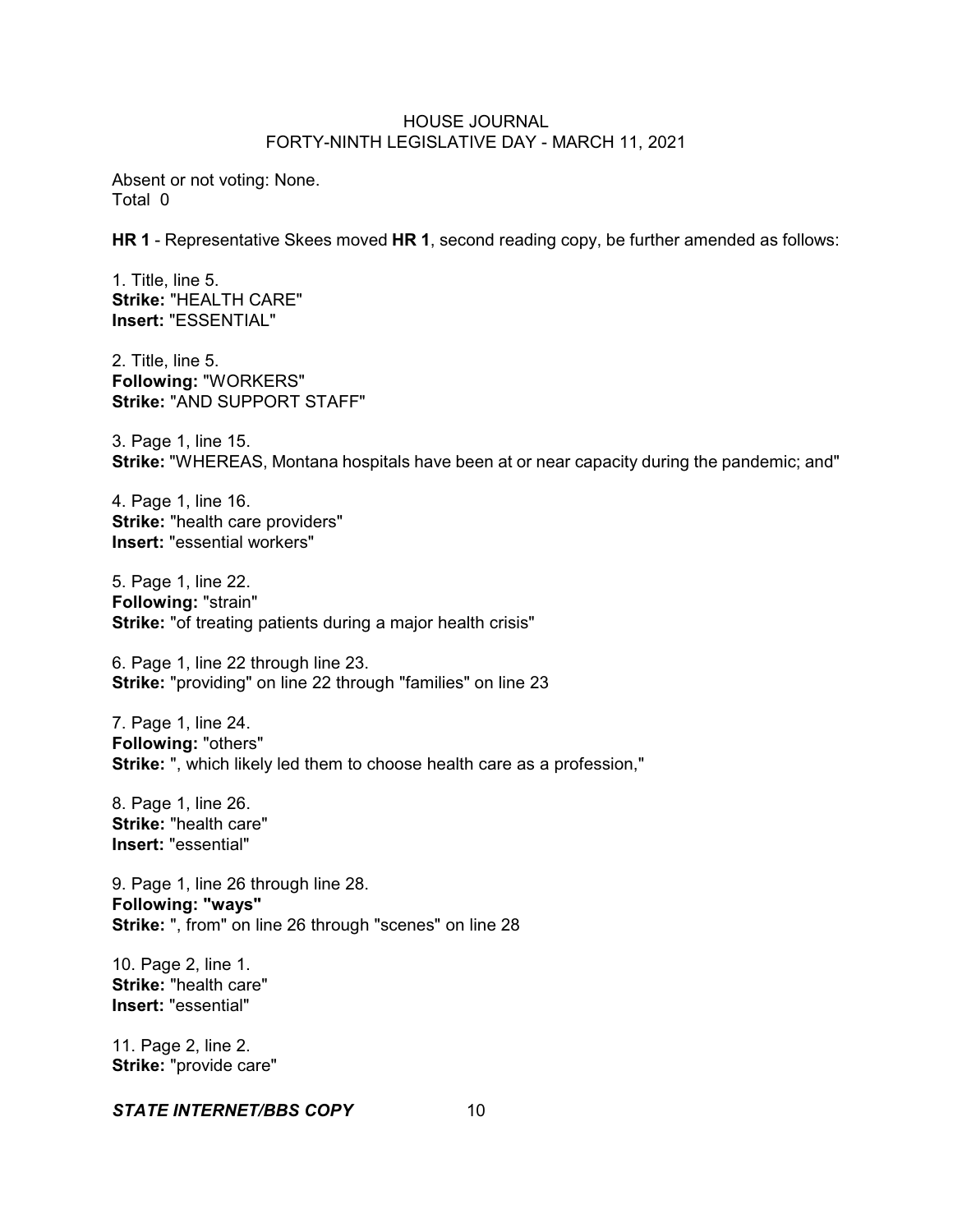Absent or not voting: None.
Total 0

**HR 1** - Representative Skees moved **HR 1**, second reading copy, be further amended as follows:

1. Title, line 5.
**Strike:** "HEALTH CARE"
**Insert:** "ESSENTIAL"

2. Title, line 5.
**Following:** "WORKERS"
**Strike:** "AND SUPPORT STAFF"

3. Page 1, line 15.
**Strike:** "WHEREAS, Montana hospitals have been at or near capacity during the pandemic; and"

4. Page 1, line 16.
**Strike:** "health care providers"
**Insert:** "essential workers"

5. Page 1, line 22.
**Following:** "strain"
**Strike:** "of treating patients during a major health crisis"

6. Page 1, line 22 through line 23.
**Strike:** "providing" on line 22 through "families" on line 23

7. Page 1, line 24.
**Following:** "others"
**Strike:** ", which likely led them to choose health care as a profession,"

8. Page 1, line 26.
**Strike:** "health care"
**Insert:** "essential"

9. Page 1, line 26 through line 28.
**Following: "ways"**
**Strike:** ", from" on line 26 through "scenes" on line 28

10. Page 2, line 1.
**Strike:** "health care"
**Insert:** "essential"

11. Page 2, line 2.
**Strike:** "provide care"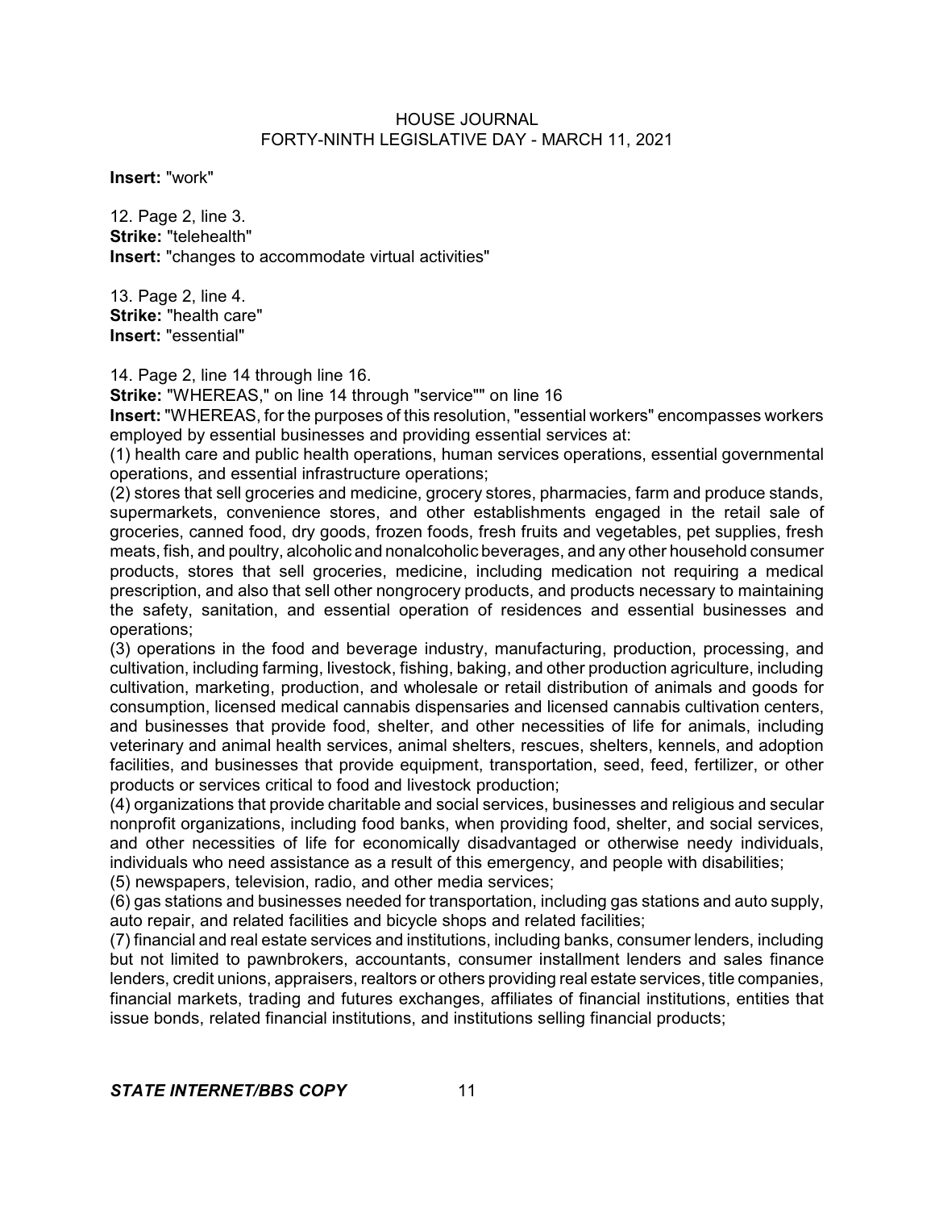**Insert:** "work"

12. Page 2, line 3.
**Strike:** "telehealth"
**Insert:** "changes to accommodate virtual activities"

13. Page 2, line 4.
**Strike:** "health care"
**Insert:** "essential"

14. Page 2, line 14 through line 16.
**Strike:** "WHEREAS," on line 14 through "service"" on line 16
**Insert:** "WHEREAS, for the purposes of this resolution, "essential workers" encompasses workers employed by essential businesses and providing essential services at:

(1) health care and public health operations, human services operations, essential governmental operations, and essential infrastructure operations;

(2) stores that sell groceries and medicine, grocery stores, pharmacies, farm and produce stands, supermarkets, convenience stores, and other establishments engaged in the retail sale of groceries, canned food, dry goods, frozen foods, fresh fruits and vegetables, pet supplies, fresh meats, fish, and poultry, alcoholic and nonalcoholic beverages, and any other household consumer products, stores that sell groceries, medicine, including medication not requiring a medical prescription, and also that sell other nongrocery products, and products necessary to maintaining the safety, sanitation, and essential operation of residences and essential businesses and operations;

(3) operations in the food and beverage industry, manufacturing, production, processing, and cultivation, including farming, livestock, fishing, baking, and other production agriculture, including cultivation, marketing, production, and wholesale or retail distribution of animals and goods for consumption, licensed medical cannabis dispensaries and licensed cannabis cultivation centers, and businesses that provide food, shelter, and other necessities of life for animals, including veterinary and animal health services, animal shelters, rescues, shelters, kennels, and adoption facilities, and businesses that provide equipment, transportation, seed, feed, fertilizer, or other products or services critical to food and livestock production;

(4) organizations that provide charitable and social services, businesses and religious and secular nonprofit organizations, including food banks, when providing food, shelter, and social services, and other necessities of life for economically disadvantaged or otherwise needy individuals, individuals who need assistance as a result of this emergency, and people with disabilities;

(5) newspapers, television, radio, and other media services;

(6) gas stations and businesses needed for transportation, including gas stations and auto supply, auto repair, and related facilities and bicycle shops and related facilities;

(7) financial and real estate services and institutions, including banks, consumer lenders, including but not limited to pawnbrokers, accountants, consumer installment lenders and sales finance lenders, credit unions, appraisers, realtors or others providing real estate services, title companies, financial markets, trading and futures exchanges, affiliates of financial institutions, entities that issue bonds, related financial institutions, and institutions selling financial products;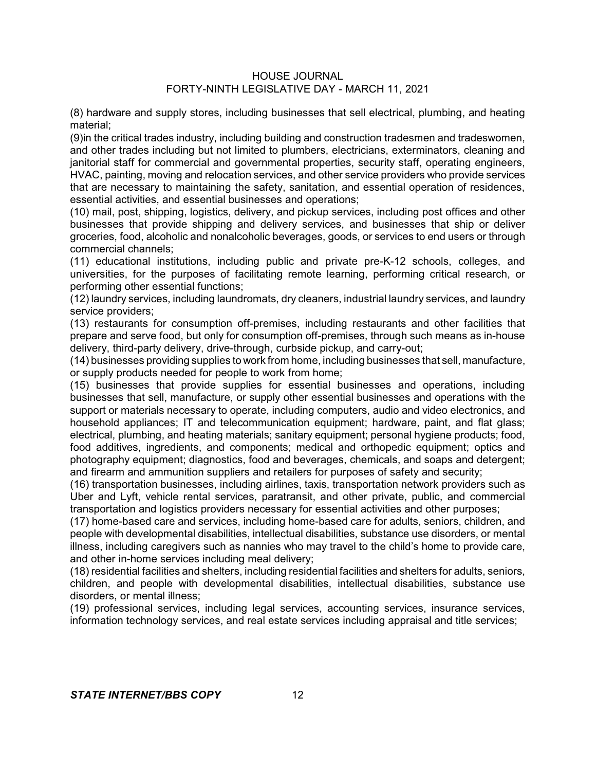(8) hardware and supply stores, including businesses that sell electrical, plumbing, and heating material;

(9)in the critical trades industry, including building and construction tradesmen and tradeswomen, and other trades including but not limited to plumbers, electricians, exterminators, cleaning and janitorial staff for commercial and governmental properties, security staff, operating engineers, HVAC, painting, moving and relocation services, and other service providers who provide services that are necessary to maintaining the safety, sanitation, and essential operation of residences, essential activities, and essential businesses and operations;

(10) mail, post, shipping, logistics, delivery, and pickup services, including post offices and other businesses that provide shipping and delivery services, and businesses that ship or deliver groceries, food, alcoholic and nonalcoholic beverages, goods, or services to end users or through commercial channels;

(11) educational institutions, including public and private pre-K-12 schools, colleges, and universities, for the purposes of facilitating remote learning, performing critical research, or performing other essential functions;

(12) laundry services, including laundromats, dry cleaners, industrial laundry services, and laundry service providers;

(13) restaurants for consumption off-premises, including restaurants and other facilities that prepare and serve food, but only for consumption off-premises, through such means as in-house delivery, third-party delivery, drive-through, curbside pickup, and carry-out;

(14) businesses providing supplies to work from home, including businesses that sell, manufacture, or supply products needed for people to work from home;

(15) businesses that provide supplies for essential businesses and operations, including businesses that sell, manufacture, or supply other essential businesses and operations with the support or materials necessary to operate, including computers, audio and video electronics, and household appliances; IT and telecommunication equipment; hardware, paint, and flat glass; electrical, plumbing, and heating materials; sanitary equipment; personal hygiene products; food, food additives, ingredients, and components; medical and orthopedic equipment; optics and photography equipment; diagnostics, food and beverages, chemicals, and soaps and detergent; and firearm and ammunition suppliers and retailers for purposes of safety and security;

(16) transportation businesses, including airlines, taxis, transportation network providers such as Uber and Lyft, vehicle rental services, paratransit, and other private, public, and commercial transportation and logistics providers necessary for essential activities and other purposes;

(17) home-based care and services, including home-based care for adults, seniors, children, and people with developmental disabilities, intellectual disabilities, substance use disorders, or mental illness, including caregivers such as nannies who may travel to the child's home to provide care, and other in-home services including meal delivery;

(18) residential facilities and shelters, including residential facilities and shelters for adults, seniors, children, and people with developmental disabilities, intellectual disabilities, substance use disorders, or mental illness;

(19) professional services, including legal services, accounting services, insurance services, information technology services, and real estate services including appraisal and title services;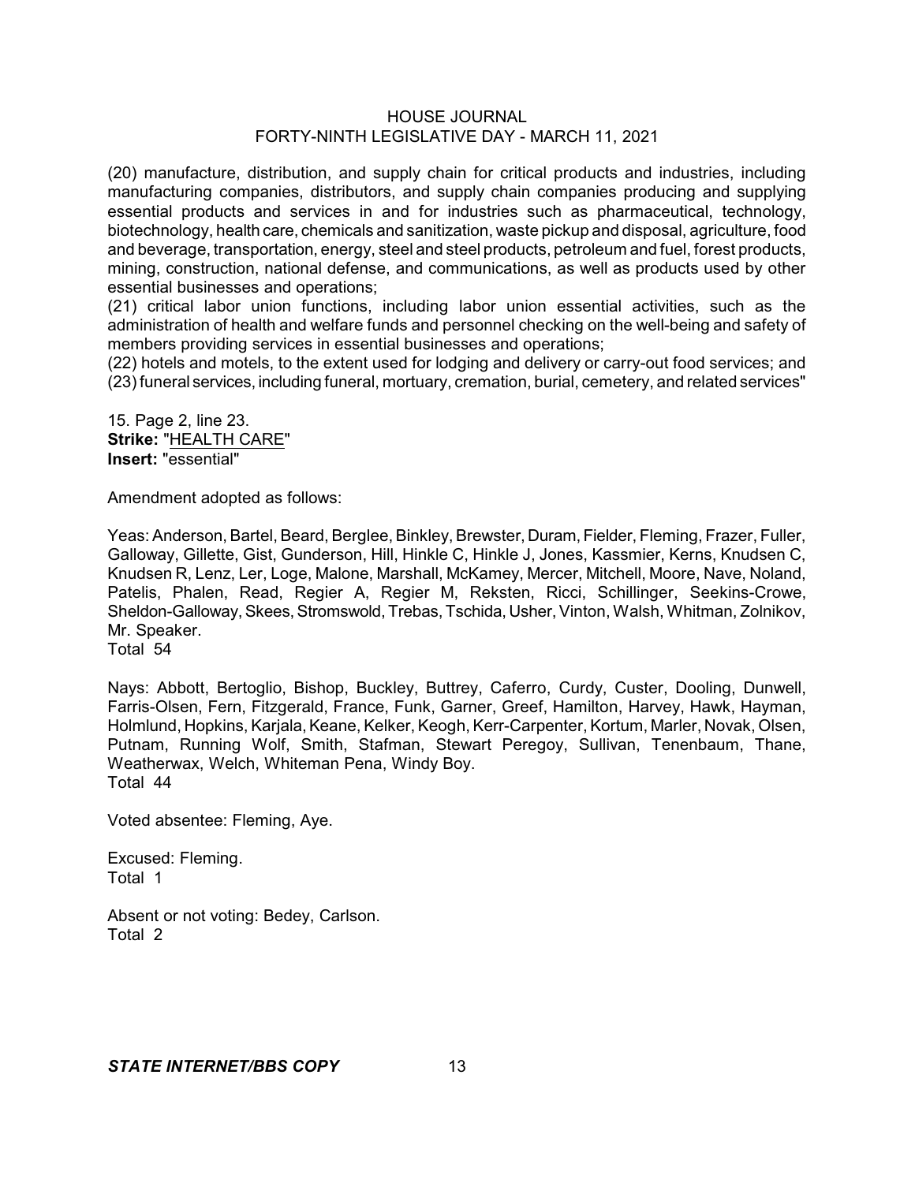(20) manufacture, distribution, and supply chain for critical products and industries, including manufacturing companies, distributors, and supply chain companies producing and supplying essential products and services in and for industries such as pharmaceutical, technology, biotechnology, health care, chemicals and sanitization, waste pickup and disposal, agriculture, food and beverage, transportation, energy, steel and steel products, petroleum and fuel, forest products, mining, construction, national defense, and communications, as well as products used by other essential businesses and operations;
(21) critical labor union functions, including labor union essential activities, such as the administration of health and welfare funds and personnel checking on the well-being and safety of members providing services in essential businesses and operations;
(22) hotels and motels, to the extent used for lodging and delivery or carry-out food services; and
(23) funeral services, including funeral, mortuary, cremation, burial, cemetery, and related services"

15. Page 2, line 23.
**Strike:** "<u>HEALTH CARE</u>"
**Insert:** "essential"

Amendment adopted as follows:

Yeas: Anderson, Bartel, Beard, Berglee, Binkley, Brewster, Duram, Fielder, Fleming, Frazer, Fuller, Galloway, Gillette, Gist, Gunderson, Hill, Hinkle C, Hinkle J, Jones, Kassmier, Kerns, Knudsen C, Knudsen R, Lenz, Ler, Loge, Malone, Marshall, McKamey, Mercer, Mitchell, Moore, Nave, Noland, Patelis, Phalen, Read, Regier A, Regier M, Reksten, Ricci, Schillinger, Seekins-Crowe, Sheldon-Galloway, Skees, Stromswold, Trebas, Tschida, Usher, Vinton, Walsh, Whitman, Zolnikov, Mr. Speaker.
Total 54

Nays: Abbott, Bertoglio, Bishop, Buckley, Buttrey, Caferro, Curdy, Custer, Dooling, Dunwell, Farris-Olsen, Fern, Fitzgerald, France, Funk, Garner, Greef, Hamilton, Harvey, Hawk, Hayman, Holmlund, Hopkins, Karjala, Keane, Kelker, Keogh, Kerr-Carpenter, Kortum, Marler, Novak, Olsen, Putnam, Running Wolf, Smith, Stafman, Stewart Peregoy, Sullivan, Tenenbaum, Thane, Weatherwax, Welch, Whiteman Pena, Windy Boy.
Total 44

Voted absentee: Fleming, Aye.

Excused: Fleming.
Total 1

Absent or not voting: Bedey, Carlson.
Total 2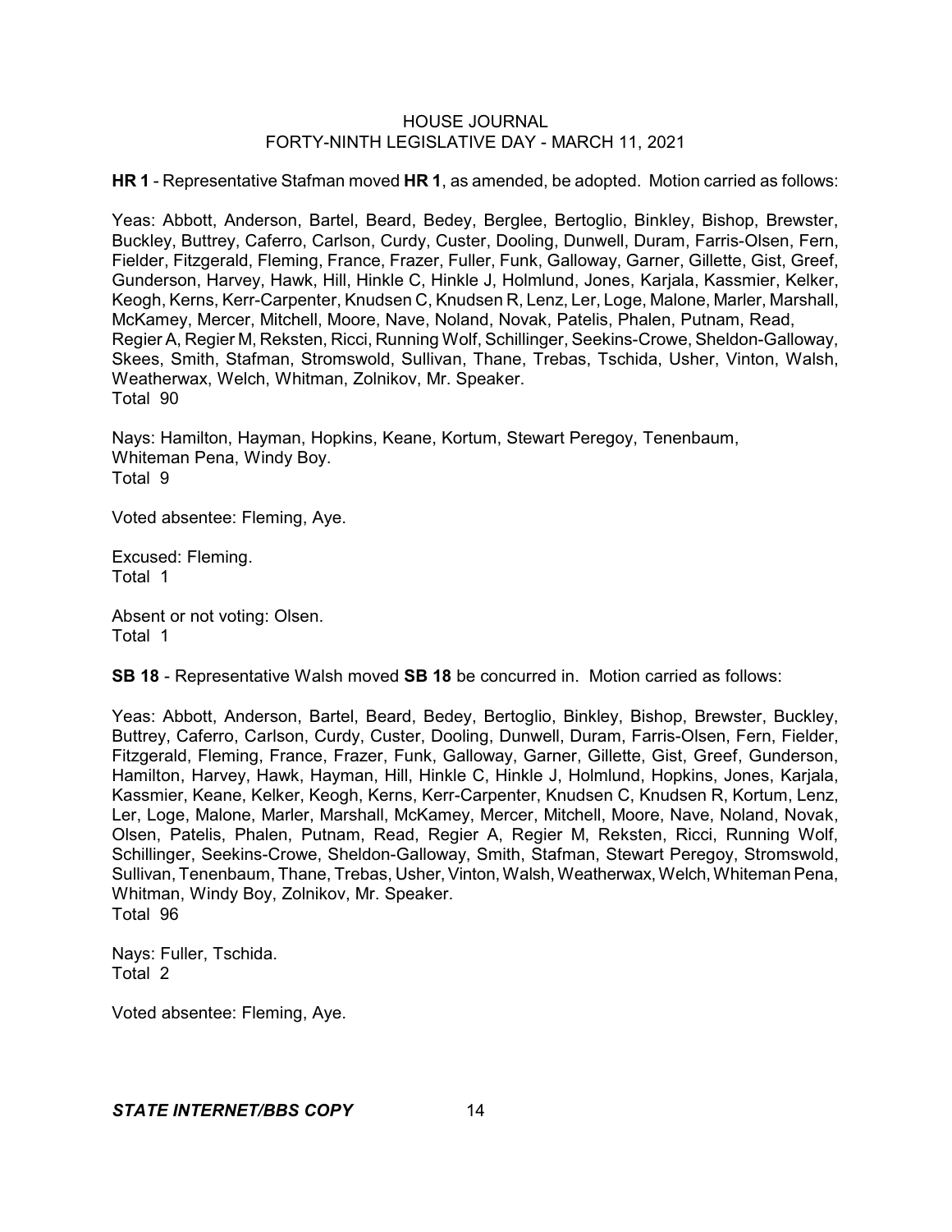**HR 1** - Representative Stafman moved **HR 1**, as amended, be adopted. Motion carried as follows:

Yeas: Abbott, Anderson, Bartel, Beard, Bedey, Berglee, Bertoglio, Binkley, Bishop, Brewster, Buckley, Buttrey, Caferro, Carlson, Curdy, Custer, Dooling, Dunwell, Duram, Farris-Olsen, Fern, Fielder, Fitzgerald, Fleming, France, Frazer, Fuller, Funk, Galloway, Garner, Gillette, Gist, Greef, Gunderson, Harvey, Hawk, Hill, Hinkle C, Hinkle J, Holmlund, Jones, Karjala, Kassmier, Kelker, Keogh, Kerns, Kerr-Carpenter, Knudsen C, Knudsen R, Lenz, Ler, Loge, Malone, Marler, Marshall, McKamey, Mercer, Mitchell, Moore, Nave, Noland, Novak, Patelis, Phalen, Putnam, Read, Regier A, Regier M, Reksten, Ricci, Running Wolf, Schillinger, Seekins-Crowe, Sheldon-Galloway, Skees, Smith, Stafman, Stromswold, Sullivan, Thane, Trebas, Tschida, Usher, Vinton, Walsh, Weatherwax, Welch, Whitman, Zolnikov, Mr. Speaker.
Total 90

Nays: Hamilton, Hayman, Hopkins, Keane, Kortum, Stewart Peregoy, Tenenbaum, Whiteman Pena, Windy Boy.
Total 9

Voted absentee: Fleming, Aye.

Excused: Fleming.
Total 1

Absent or not voting: Olsen.
Total 1

**SB 18** - Representative Walsh moved **SB 18** be concurred in. Motion carried as follows:

Yeas: Abbott, Anderson, Bartel, Beard, Bedey, Bertoglio, Binkley, Bishop, Brewster, Buckley, Buttrey, Caferro, Carlson, Curdy, Custer, Dooling, Dunwell, Duram, Farris-Olsen, Fern, Fielder, Fitzgerald, Fleming, France, Frazer, Funk, Galloway, Garner, Gillette, Gist, Greef, Gunderson, Hamilton, Harvey, Hawk, Hayman, Hill, Hinkle C, Hinkle J, Holmlund, Hopkins, Jones, Karjala, Kassmier, Keane, Kelker, Keogh, Kerns, Kerr-Carpenter, Knudsen C, Knudsen R, Kortum, Lenz, Ler, Loge, Malone, Marler, Marshall, McKamey, Mercer, Mitchell, Moore, Nave, Noland, Novak, Olsen, Patelis, Phalen, Putnam, Read, Regier A, Regier M, Reksten, Ricci, Running Wolf, Schillinger, Seekins-Crowe, Sheldon-Galloway, Smith, Stafman, Stewart Peregoy, Stromswold, Sullivan, Tenenbaum, Thane, Trebas, Usher, Vinton, Walsh, Weatherwax, Welch, Whiteman Pena, Whitman, Windy Boy, Zolnikov, Mr. Speaker.
Total 96

Nays: Fuller, Tschida.
Total 2

Voted absentee: Fleming, Aye.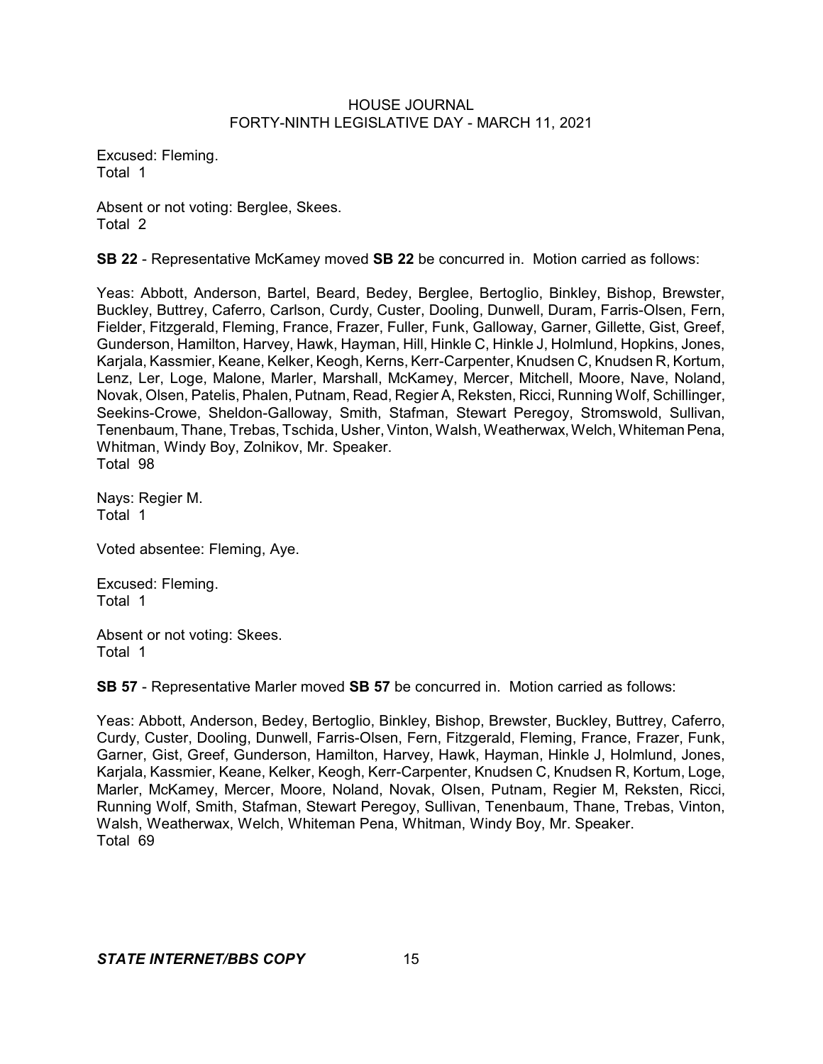Excused: Fleming.
Total 1

Absent or not voting: Berglee, Skees.
Total 2

**SB 22** - Representative McKamey moved **SB 22** be concurred in. Motion carried as follows:

Yeas: Abbott, Anderson, Bartel, Beard, Bedey, Berglee, Bertoglio, Binkley, Bishop, Brewster, Buckley, Buttrey, Caferro, Carlson, Curdy, Custer, Dooling, Dunwell, Duram, Farris-Olsen, Fern, Fielder, Fitzgerald, Fleming, France, Frazer, Fuller, Funk, Galloway, Garner, Gillette, Gist, Greef, Gunderson, Hamilton, Harvey, Hawk, Hayman, Hill, Hinkle C, Hinkle J, Holmlund, Hopkins, Jones, Karjala, Kassmier, Keane, Kelker, Keogh, Kerns, Kerr-Carpenter, Knudsen C, Knudsen R, Kortum, Lenz, Ler, Loge, Malone, Marler, Marshall, McKamey, Mercer, Mitchell, Moore, Nave, Noland, Novak, Olsen, Patelis, Phalen, Putnam, Read, Regier A, Reksten, Ricci, Running Wolf, Schillinger, Seekins-Crowe, Sheldon-Galloway, Smith, Stafman, Stewart Peregoy, Stromswold, Sullivan, Tenenbaum, Thane, Trebas, Tschida, Usher, Vinton, Walsh, Weatherwax, Welch, Whiteman Pena, Whitman, Windy Boy, Zolnikov, Mr. Speaker.
Total 98

Nays: Regier M.
Total 1

Voted absentee: Fleming, Aye.

Excused: Fleming.
Total 1

Absent or not voting: Skees.
Total 1

**SB 57** - Representative Marler moved **SB 57** be concurred in. Motion carried as follows:

Yeas: Abbott, Anderson, Bedey, Bertoglio, Binkley, Bishop, Brewster, Buckley, Buttrey, Caferro, Curdy, Custer, Dooling, Dunwell, Farris-Olsen, Fern, Fitzgerald, Fleming, France, Frazer, Funk, Garner, Gist, Greef, Gunderson, Hamilton, Harvey, Hawk, Hayman, Hinkle J, Holmlund, Jones, Karjala, Kassmier, Keane, Kelker, Keogh, Kerr-Carpenter, Knudsen C, Knudsen R, Kortum, Loge, Marler, McKamey, Mercer, Moore, Noland, Novak, Olsen, Putnam, Regier M, Reksten, Ricci, Running Wolf, Smith, Stafman, Stewart Peregoy, Sullivan, Tenenbaum, Thane, Trebas, Vinton, Walsh, Weatherwax, Welch, Whiteman Pena, Whitman, Windy Boy, Mr. Speaker.
Total 69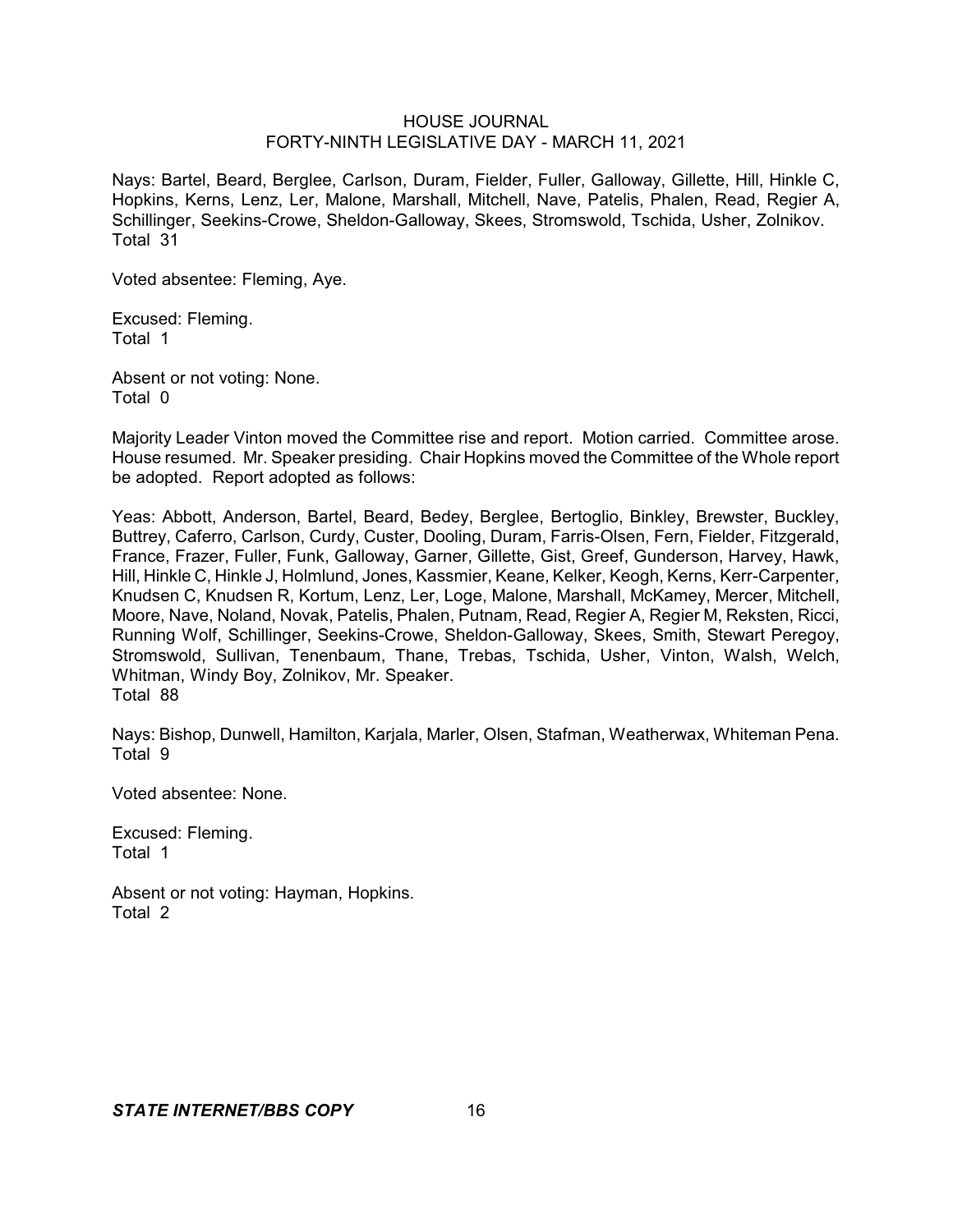Nays: Bartel, Beard, Berglee, Carlson, Duram, Fielder, Fuller, Galloway, Gillette, Hill, Hinkle C, Hopkins, Kerns, Lenz, Ler, Malone, Marshall, Mitchell, Nave, Patelis, Phalen, Read, Regier A, Schillinger, Seekins-Crowe, Sheldon-Galloway, Skees, Stromswold, Tschida, Usher, Zolnikov.
Total 31

Voted absentee: Fleming, Aye.

Excused: Fleming.
Total 1

Absent or not voting: None.
Total 0

Majority Leader Vinton moved the Committee rise and report. Motion carried. Committee arose. House resumed. Mr. Speaker presiding. Chair Hopkins moved the Committee of the Whole report be adopted. Report adopted as follows:

Yeas: Abbott, Anderson, Bartel, Beard, Bedey, Berglee, Bertoglio, Binkley, Brewster, Buckley, Buttrey, Caferro, Carlson, Curdy, Custer, Dooling, Duram, Farris-Olsen, Fern, Fielder, Fitzgerald, France, Frazer, Fuller, Funk, Galloway, Garner, Gillette, Gist, Greef, Gunderson, Harvey, Hawk, Hill, Hinkle C, Hinkle J, Holmlund, Jones, Kassmier, Keane, Kelker, Keogh, Kerns, Kerr-Carpenter, Knudsen C, Knudsen R, Kortum, Lenz, Ler, Loge, Malone, Marshall, McKamey, Mercer, Mitchell, Moore, Nave, Noland, Novak, Patelis, Phalen, Putnam, Read, Regier A, Regier M, Reksten, Ricci, Running Wolf, Schillinger, Seekins-Crowe, Sheldon-Galloway, Skees, Smith, Stewart Peregoy, Stromswold, Sullivan, Tenenbaum, Thane, Trebas, Tschida, Usher, Vinton, Walsh, Welch, Whitman, Windy Boy, Zolnikov, Mr. Speaker.
Total 88

Nays: Bishop, Dunwell, Hamilton, Karjala, Marler, Olsen, Stafman, Weatherwax, Whiteman Pena.
Total 9

Voted absentee: None.

Excused: Fleming.
Total 1

Absent or not voting: Hayman, Hopkins.
Total 2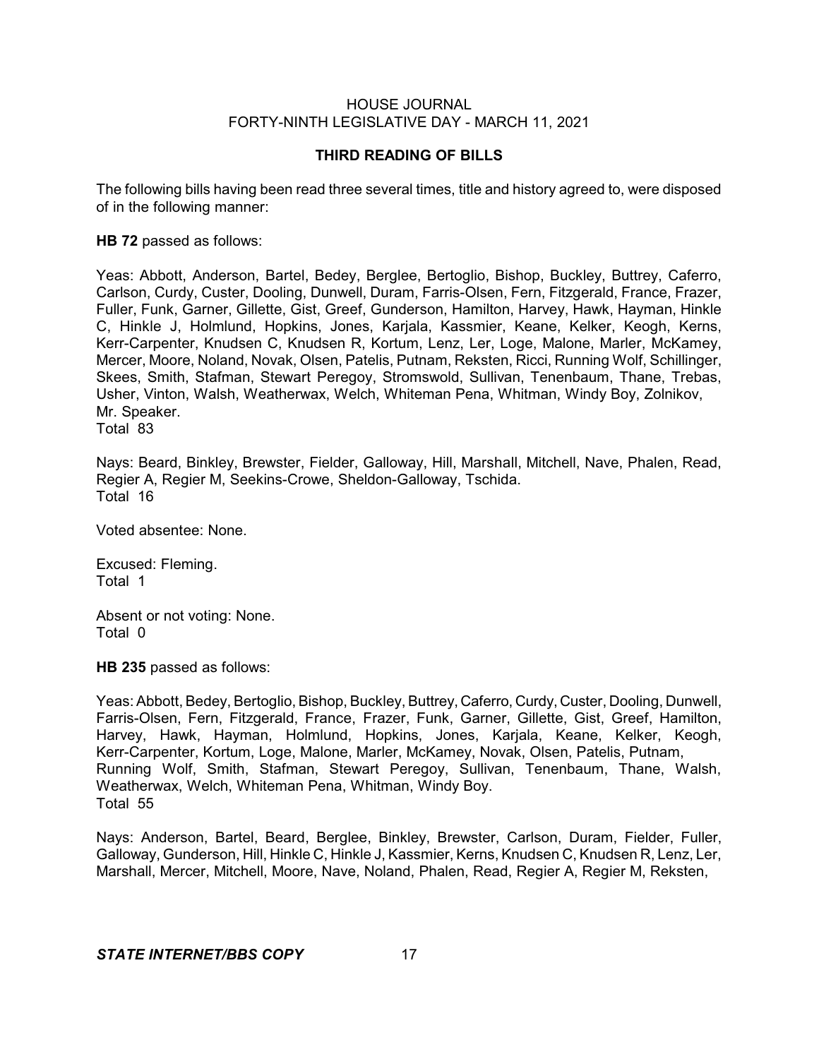### THIRD READING OF BILLS

The following bills having been read three several times, title and history agreed to, were disposed of in the following manner:

**HB 72** passed as follows:

Yeas: Abbott, Anderson, Bartel, Bedey, Berglee, Bertoglio, Bishop, Buckley, Buttrey, Caferro, Carlson, Curdy, Custer, Dooling, Dunwell, Duram, Farris-Olsen, Fern, Fitzgerald, France, Frazer, Fuller, Funk, Garner, Gillette, Gist, Greef, Gunderson, Hamilton, Harvey, Hawk, Hayman, Hinkle C, Hinkle J, Holmlund, Hopkins, Jones, Karjala, Kassmier, Keane, Kelker, Keogh, Kerns, Kerr-Carpenter, Knudsen C, Knudsen R, Kortum, Lenz, Ler, Loge, Malone, Marler, McKamey, Mercer, Moore, Noland, Novak, Olsen, Patelis, Putnam, Reksten, Ricci, Running Wolf, Schillinger, Skees, Smith, Stafman, Stewart Peregoy, Stromswold, Sullivan, Tenenbaum, Thane, Trebas, Usher, Vinton, Walsh, Weatherwax, Welch, Whiteman Pena, Whitman, Windy Boy, Zolnikov, Mr. Speaker.
Total 83

Nays: Beard, Binkley, Brewster, Fielder, Galloway, Hill, Marshall, Mitchell, Nave, Phalen, Read, Regier A, Regier M, Seekins-Crowe, Sheldon-Galloway, Tschida.
Total 16

Voted absentee: None.

Excused: Fleming.
Total 1

Absent or not voting: None.
Total 0

**HB 235** passed as follows:

Yeas: Abbott, Bedey, Bertoglio, Bishop, Buckley, Buttrey, Caferro, Curdy, Custer, Dooling, Dunwell, Farris-Olsen, Fern, Fitzgerald, France, Frazer, Funk, Garner, Gillette, Gist, Greef, Hamilton, Harvey, Hawk, Hayman, Holmlund, Hopkins, Jones, Karjala, Keane, Kelker, Keogh, Kerr-Carpenter, Kortum, Loge, Malone, Marler, McKamey, Novak, Olsen, Patelis, Putnam, Running Wolf, Smith, Stafman, Stewart Peregoy, Sullivan, Tenenbaum, Thane, Walsh, Weatherwax, Welch, Whiteman Pena, Whitman, Windy Boy.
Total 55

Nays: Anderson, Bartel, Beard, Berglee, Binkley, Brewster, Carlson, Duram, Fielder, Fuller, Galloway, Gunderson, Hill, Hinkle C, Hinkle J, Kassmier, Kerns, Knudsen C, Knudsen R, Lenz, Ler, Marshall, Mercer, Mitchell, Moore, Nave, Noland, Phalen, Read, Regier A, Regier M, Reksten,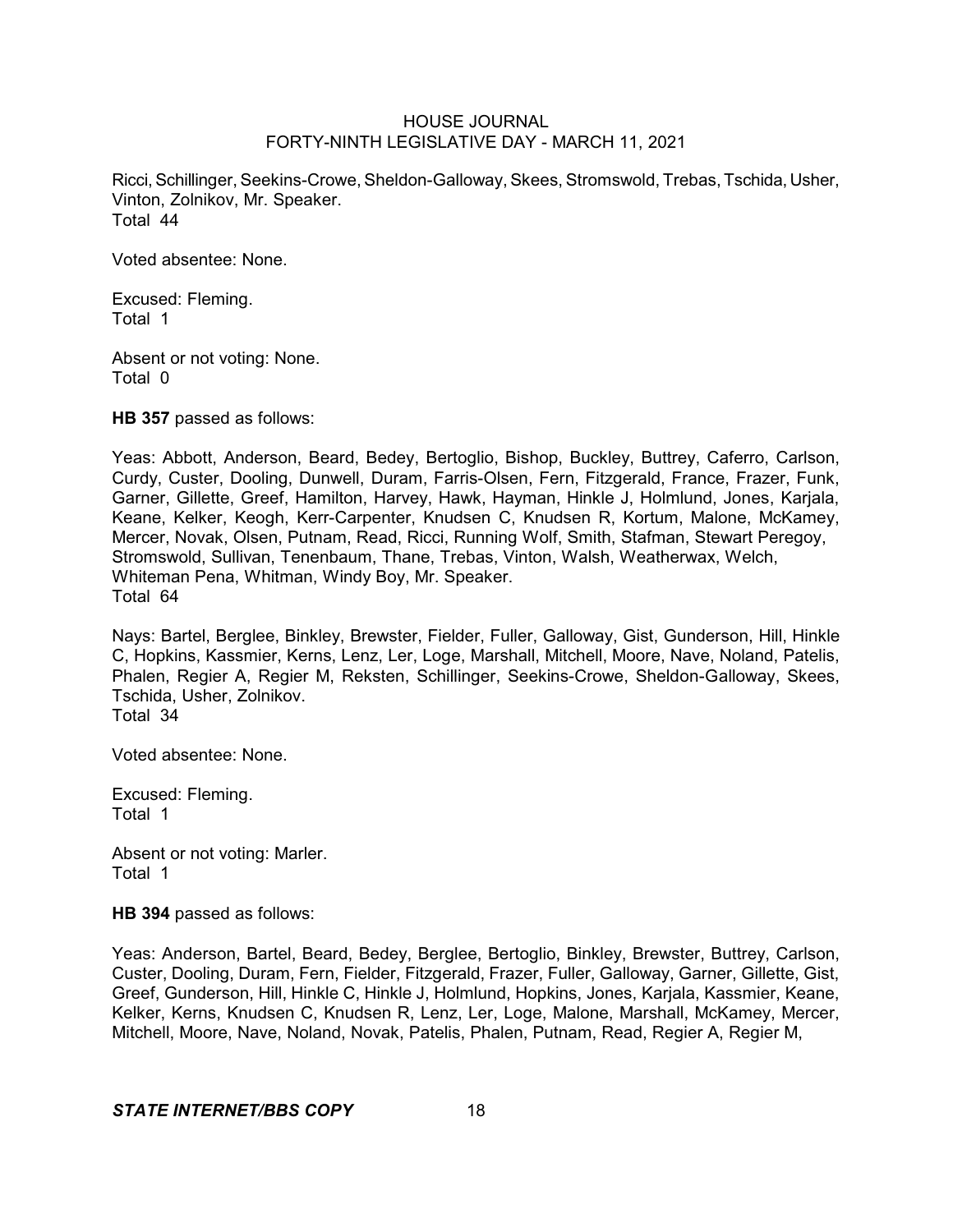Ricci, Schillinger, Seekins-Crowe, Sheldon-Galloway, Skees, Stromswold, Trebas, Tschida, Usher, Vinton, Zolnikov, Mr. Speaker.
Total 44

Voted absentee: None.

Excused: Fleming.
Total 1

Absent or not voting: None.
Total 0

**HB 357** passed as follows:

Yeas: Abbott, Anderson, Beard, Bedey, Bertoglio, Bishop, Buckley, Buttrey, Caferro, Carlson, Curdy, Custer, Dooling, Dunwell, Duram, Farris-Olsen, Fern, Fitzgerald, France, Frazer, Funk, Garner, Gillette, Greef, Hamilton, Harvey, Hawk, Hayman, Hinkle J, Holmlund, Jones, Karjala, Keane, Kelker, Keogh, Kerr-Carpenter, Knudsen C, Knudsen R, Kortum, Malone, McKamey, Mercer, Novak, Olsen, Putnam, Read, Ricci, Running Wolf, Smith, Stafman, Stewart Peregoy, Stromswold, Sullivan, Tenenbaum, Thane, Trebas, Vinton, Walsh, Weatherwax, Welch, Whiteman Pena, Whitman, Windy Boy, Mr. Speaker.
Total 64

Nays: Bartel, Berglee, Binkley, Brewster, Fielder, Fuller, Galloway, Gist, Gunderson, Hill, Hinkle C, Hopkins, Kassmier, Kerns, Lenz, Ler, Loge, Marshall, Mitchell, Moore, Nave, Noland, Patelis, Phalen, Regier A, Regier M, Reksten, Schillinger, Seekins-Crowe, Sheldon-Galloway, Skees, Tschida, Usher, Zolnikov.
Total 34

Voted absentee: None.

Excused: Fleming.
Total 1

Absent or not voting: Marler.
Total 1

**HB 394** passed as follows:

Yeas: Anderson, Bartel, Beard, Bedey, Berglee, Bertoglio, Binkley, Brewster, Buttrey, Carlson, Custer, Dooling, Duram, Fern, Fielder, Fitzgerald, Frazer, Fuller, Galloway, Garner, Gillette, Gist, Greef, Gunderson, Hill, Hinkle C, Hinkle J, Holmlund, Hopkins, Jones, Karjala, Kassmier, Keane, Kelker, Kerns, Knudsen C, Knudsen R, Lenz, Ler, Loge, Malone, Marshall, McKamey, Mercer, Mitchell, Moore, Nave, Noland, Novak, Patelis, Phalen, Putnam, Read, Regier A, Regier M,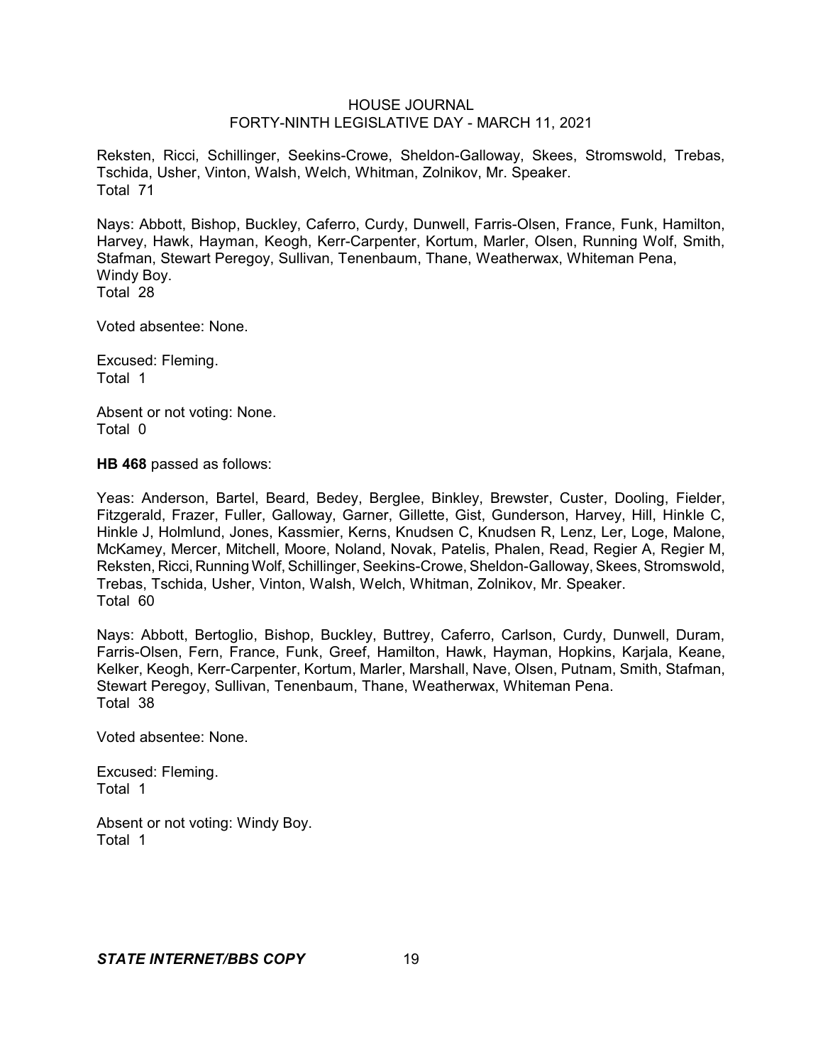Reksten, Ricci, Schillinger, Seekins-Crowe, Sheldon-Galloway, Skees, Stromswold, Trebas, Tschida, Usher, Vinton, Walsh, Welch, Whitman, Zolnikov, Mr. Speaker.
Total 71

Nays: Abbott, Bishop, Buckley, Caferro, Curdy, Dunwell, Farris-Olsen, France, Funk, Hamilton, Harvey, Hawk, Hayman, Keogh, Kerr-Carpenter, Kortum, Marler, Olsen, Running Wolf, Smith, Stafman, Stewart Peregoy, Sullivan, Tenenbaum, Thane, Weatherwax, Whiteman Pena, Windy Boy.
Total 28

Voted absentee: None.

Excused: Fleming.
Total 1

Absent or not voting: None.
Total 0

**HB 468** passed as follows:

Yeas: Anderson, Bartel, Beard, Bedey, Berglee, Binkley, Brewster, Custer, Dooling, Fielder, Fitzgerald, Frazer, Fuller, Galloway, Garner, Gillette, Gist, Gunderson, Harvey, Hill, Hinkle C, Hinkle J, Holmlund, Jones, Kassmier, Kerns, Knudsen C, Knudsen R, Lenz, Ler, Loge, Malone, McKamey, Mercer, Mitchell, Moore, Noland, Novak, Patelis, Phalen, Read, Regier A, Regier M, Reksten, Ricci, Running Wolf, Schillinger, Seekins-Crowe, Sheldon-Galloway, Skees, Stromswold, Trebas, Tschida, Usher, Vinton, Walsh, Welch, Whitman, Zolnikov, Mr. Speaker.
Total 60

Nays: Abbott, Bertoglio, Bishop, Buckley, Buttrey, Caferro, Carlson, Curdy, Dunwell, Duram, Farris-Olsen, Fern, France, Funk, Greef, Hamilton, Hawk, Hayman, Hopkins, Karjala, Keane, Kelker, Keogh, Kerr-Carpenter, Kortum, Marler, Marshall, Nave, Olsen, Putnam, Smith, Stafman, Stewart Peregoy, Sullivan, Tenenbaum, Thane, Weatherwax, Whiteman Pena.
Total 38

Voted absentee: None.

Excused: Fleming.
Total 1

Absent or not voting: Windy Boy.
Total 1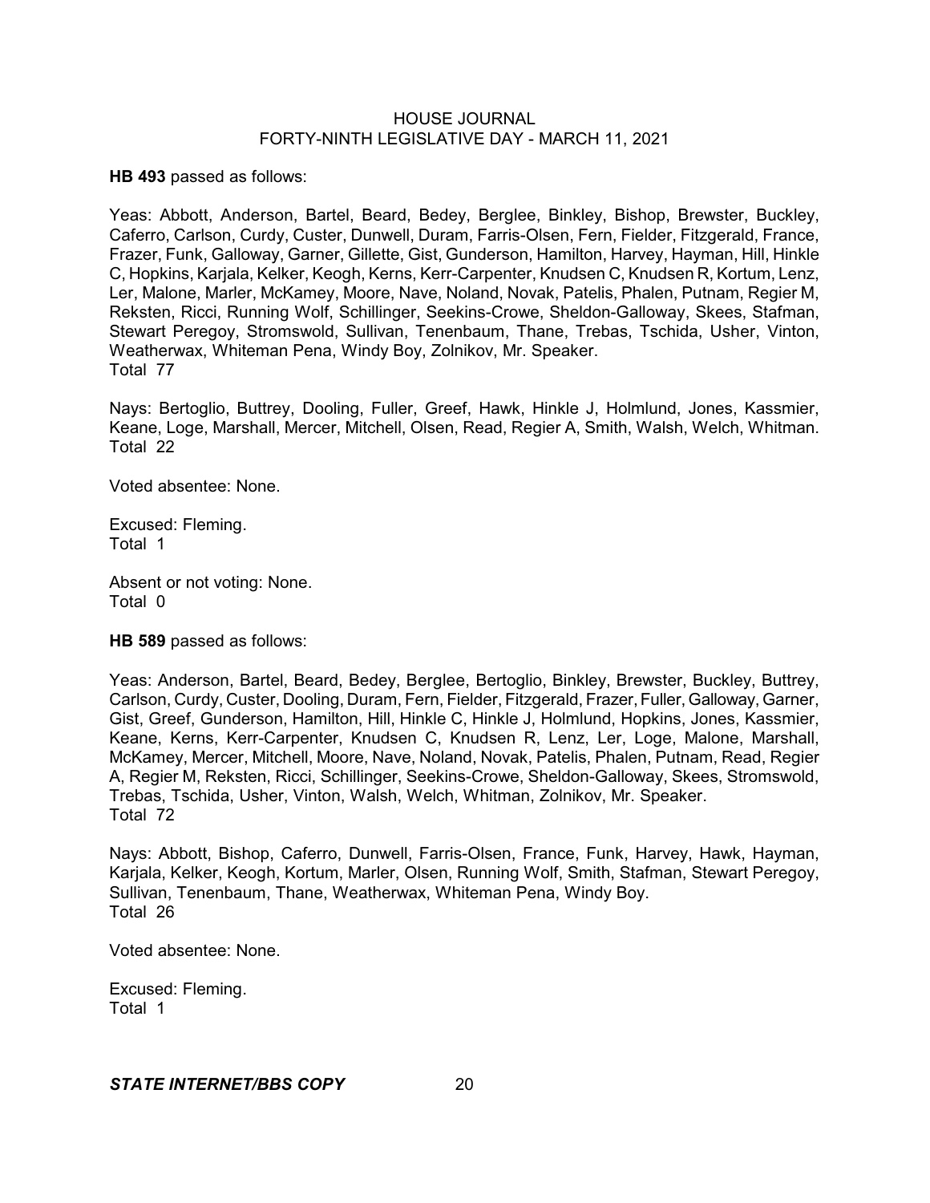**HB 493** passed as follows:

Yeas: Abbott, Anderson, Bartel, Beard, Bedey, Berglee, Binkley, Bishop, Brewster, Buckley, Caferro, Carlson, Curdy, Custer, Dunwell, Duram, Farris-Olsen, Fern, Fielder, Fitzgerald, France, Frazer, Funk, Galloway, Garner, Gillette, Gist, Gunderson, Hamilton, Harvey, Hayman, Hill, Hinkle C, Hopkins, Karjala, Kelker, Keogh, Kerns, Kerr-Carpenter, Knudsen C, Knudsen R, Kortum, Lenz, Ler, Malone, Marler, McKamey, Moore, Nave, Noland, Novak, Patelis, Phalen, Putnam, Regier M, Reksten, Ricci, Running Wolf, Schillinger, Seekins-Crowe, Sheldon-Galloway, Skees, Stafman, Stewart Peregoy, Stromswold, Sullivan, Tenenbaum, Thane, Trebas, Tschida, Usher, Vinton, Weatherwax, Whiteman Pena, Windy Boy, Zolnikov, Mr. Speaker.
Total 77

Nays: Bertoglio, Buttrey, Dooling, Fuller, Greef, Hawk, Hinkle J, Holmlund, Jones, Kassmier, Keane, Loge, Marshall, Mercer, Mitchell, Olsen, Read, Regier A, Smith, Walsh, Welch, Whitman.
Total 22

Voted absentee: None.

Excused: Fleming.
Total 1

Absent or not voting: None.
Total 0

**HB 589** passed as follows:

Yeas: Anderson, Bartel, Beard, Bedey, Berglee, Bertoglio, Binkley, Brewster, Buckley, Buttrey, Carlson, Curdy, Custer, Dooling, Duram, Fern, Fielder, Fitzgerald, Frazer, Fuller, Galloway, Garner, Gist, Greef, Gunderson, Hamilton, Hill, Hinkle C, Hinkle J, Holmlund, Hopkins, Jones, Kassmier, Keane, Kerns, Kerr-Carpenter, Knudsen C, Knudsen R, Lenz, Ler, Loge, Malone, Marshall, McKamey, Mercer, Mitchell, Moore, Nave, Noland, Novak, Patelis, Phalen, Putnam, Read, Regier A, Regier M, Reksten, Ricci, Schillinger, Seekins-Crowe, Sheldon-Galloway, Skees, Stromswold, Trebas, Tschida, Usher, Vinton, Walsh, Welch, Whitman, Zolnikov, Mr. Speaker.
Total 72

Nays: Abbott, Bishop, Caferro, Dunwell, Farris-Olsen, France, Funk, Harvey, Hawk, Hayman, Karjala, Kelker, Keogh, Kortum, Marler, Olsen, Running Wolf, Smith, Stafman, Stewart Peregoy, Sullivan, Tenenbaum, Thane, Weatherwax, Whiteman Pena, Windy Boy.
Total 26

Voted absentee: None.

Excused: Fleming.
Total 1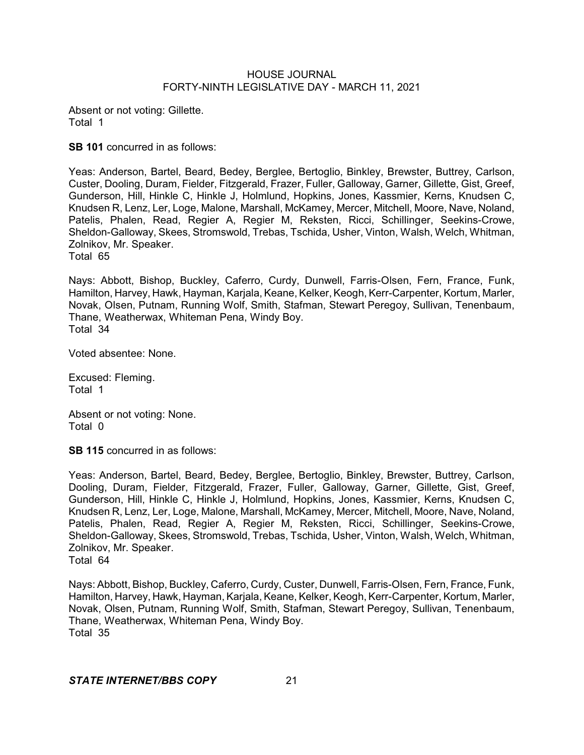Absent or not voting: Gillette.
Total 1

**SB 101** concurred in as follows:

Yeas: Anderson, Bartel, Beard, Bedey, Berglee, Bertoglio, Binkley, Brewster, Buttrey, Carlson, Custer, Dooling, Duram, Fielder, Fitzgerald, Frazer, Fuller, Galloway, Garner, Gillette, Gist, Greef, Gunderson, Hill, Hinkle C, Hinkle J, Holmlund, Hopkins, Jones, Kassmier, Kerns, Knudsen C, Knudsen R, Lenz, Ler, Loge, Malone, Marshall, McKamey, Mercer, Mitchell, Moore, Nave, Noland, Patelis, Phalen, Read, Regier A, Regier M, Reksten, Ricci, Schillinger, Seekins-Crowe, Sheldon-Galloway, Skees, Stromswold, Trebas, Tschida, Usher, Vinton, Walsh, Welch, Whitman, Zolnikov, Mr. Speaker.
Total 65

Nays: Abbott, Bishop, Buckley, Caferro, Curdy, Dunwell, Farris-Olsen, Fern, France, Funk, Hamilton, Harvey, Hawk, Hayman, Karjala, Keane, Kelker, Keogh, Kerr-Carpenter, Kortum, Marler, Novak, Olsen, Putnam, Running Wolf, Smith, Stafman, Stewart Peregoy, Sullivan, Tenenbaum, Thane, Weatherwax, Whiteman Pena, Windy Boy.
Total 34

Voted absentee: None.

Excused: Fleming.
Total 1

Absent or not voting: None.
Total 0

**SB 115** concurred in as follows:

Yeas: Anderson, Bartel, Beard, Bedey, Berglee, Bertoglio, Binkley, Brewster, Buttrey, Carlson, Dooling, Duram, Fielder, Fitzgerald, Frazer, Fuller, Galloway, Garner, Gillette, Gist, Greef, Gunderson, Hill, Hinkle C, Hinkle J, Holmlund, Hopkins, Jones, Kassmier, Kerns, Knudsen C, Knudsen R, Lenz, Ler, Loge, Malone, Marshall, McKamey, Mercer, Mitchell, Moore, Nave, Noland, Patelis, Phalen, Read, Regier A, Regier M, Reksten, Ricci, Schillinger, Seekins-Crowe, Sheldon-Galloway, Skees, Stromswold, Trebas, Tschida, Usher, Vinton, Walsh, Welch, Whitman, Zolnikov, Mr. Speaker.
Total 64

Nays: Abbott, Bishop, Buckley, Caferro, Curdy, Custer, Dunwell, Farris-Olsen, Fern, France, Funk, Hamilton, Harvey, Hawk, Hayman, Karjala, Keane, Kelker, Keogh, Kerr-Carpenter, Kortum, Marler, Novak, Olsen, Putnam, Running Wolf, Smith, Stafman, Stewart Peregoy, Sullivan, Tenenbaum, Thane, Weatherwax, Whiteman Pena, Windy Boy.
Total 35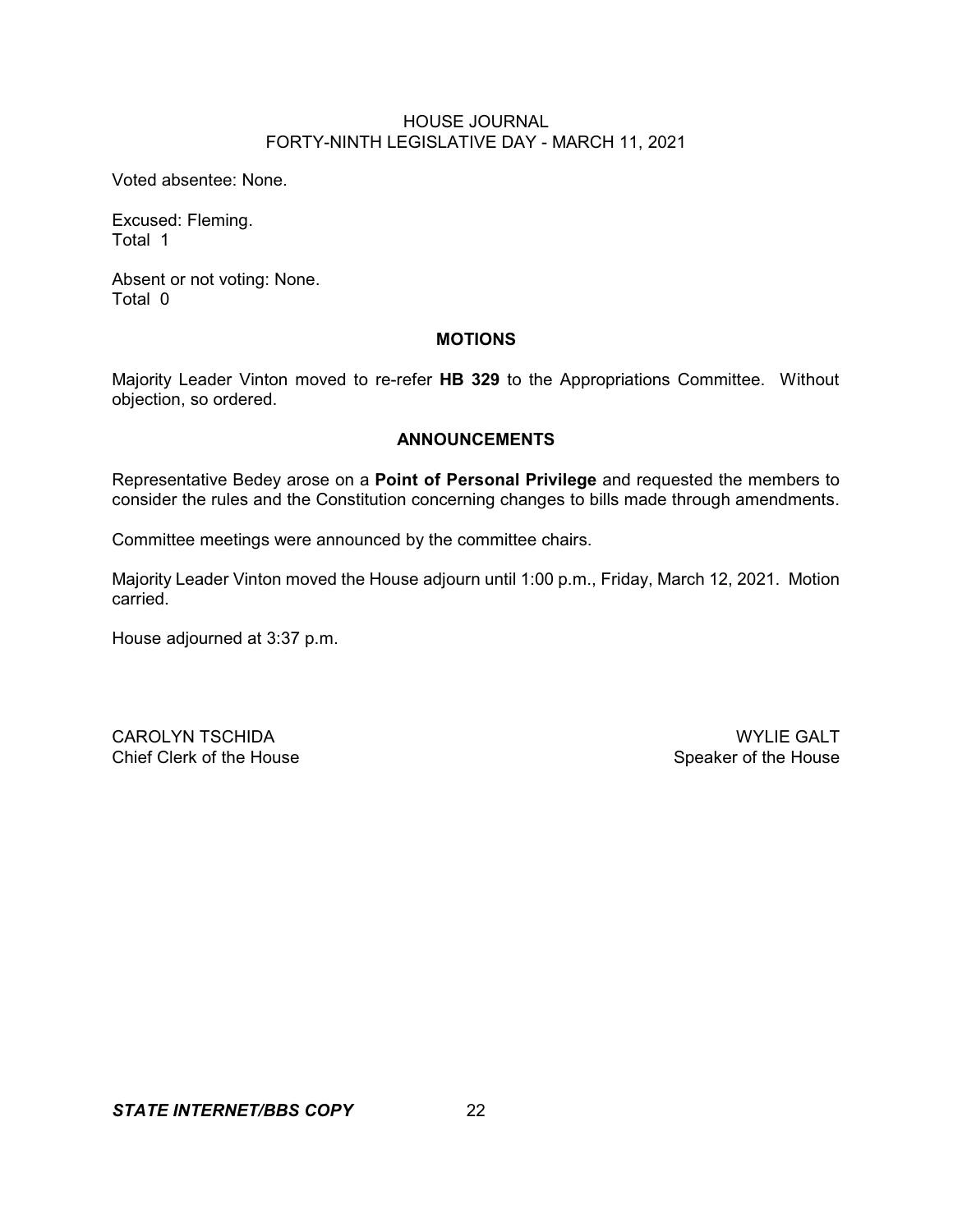Voted absentee: None.

Excused: Fleming.
Total 1

Absent or not voting: None.
Total 0

## MOTIONS

Majority Leader Vinton moved to re-refer **HB 329** to the Appropriations Committee. Without objection, so ordered.

## ANNOUNCEMENTS

Representative Bedey arose on a **Point of Personal Privilege** and requested the members to consider the rules and the Constitution concerning changes to bills made through amendments.

Committee meetings were announced by the committee chairs.

Majority Leader Vinton moved the House adjourn until 1:00 p.m., Friday, March 12, 2021. Motion carried.

House adjourned at 3:37 p.m.

CAROLYN TSCHIDA
Chief Clerk of the House

WYLIE GALT
Speaker of the House